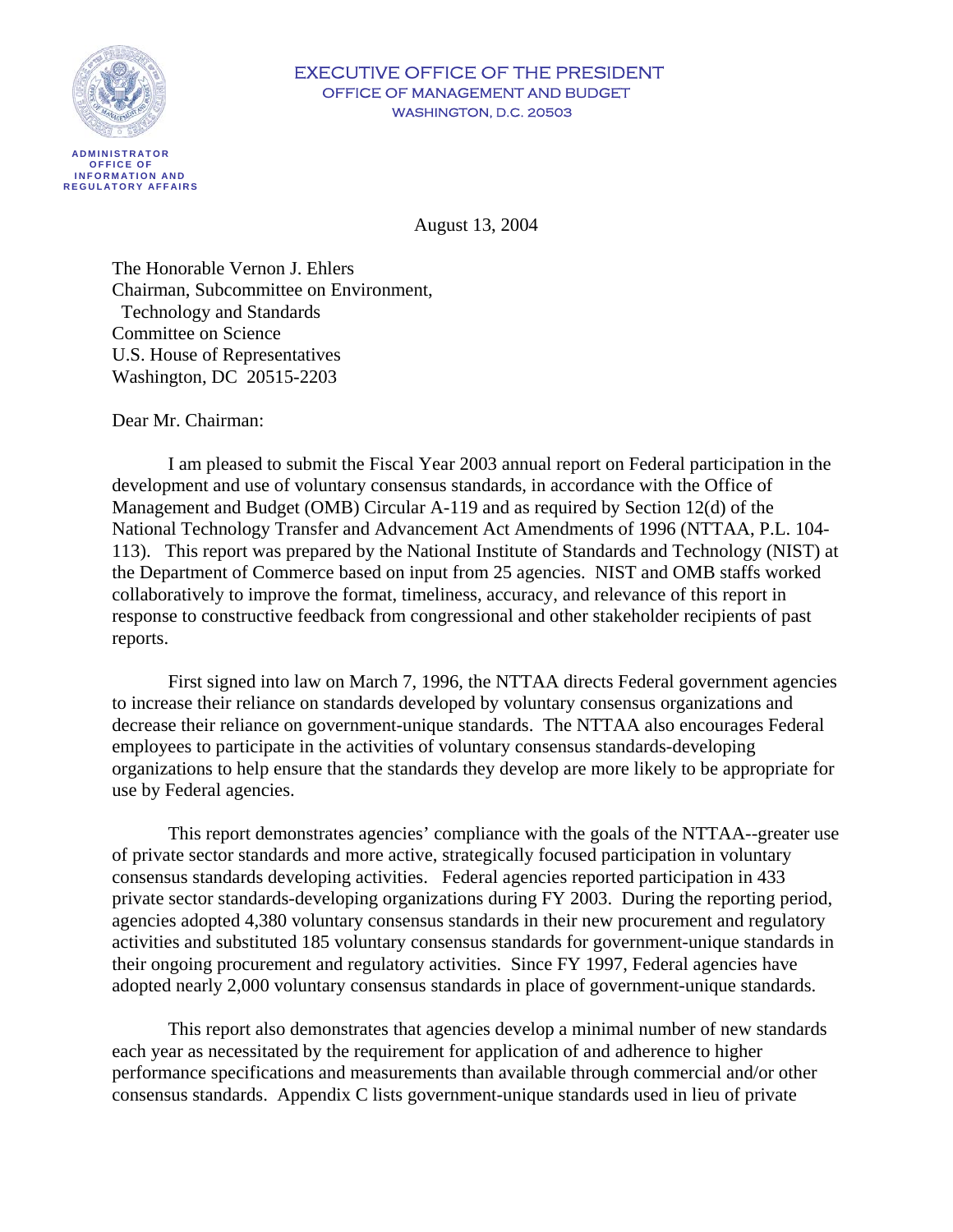EXECUTIVE OFFICE OF THE PRESIDENT
OFFICE OF MANAGEMENT AND BUDGET
WASHINGTON, D.C. 20503

ADMINISTRATOR
OFFICE OF
INFORMATION AND
REGULATORY AFFAIRS

August 13, 2004

The Honorable Vernon J. Ehlers
Chairman, Subcommittee on Environment,
Technology and Standards
Committee on Science
U.S. House of Representatives
Washington, DC 20515-2203

Dear Mr. Chairman:

I am pleased to submit the Fiscal Year 2003 annual report on Federal participation in the development and use of voluntary consensus standards, in accordance with the Office of Management and Budget (OMB) Circular A-119 and as required by Section 12(d) of the National Technology Transfer and Advancement Act Amendments of 1996 (NTTAA, P.L. 104-113). This report was prepared by the National Institute of Standards and Technology (NIST) at the Department of Commerce based on input from 25 agencies. NIST and OMB staffs worked collaboratively to improve the format, timeliness, accuracy, and relevance of this report in response to constructive feedback from congressional and other stakeholder recipients of past reports.

First signed into law on March 7, 1996, the NTTAA directs Federal government agencies to increase their reliance on standards developed by voluntary consensus organizations and decrease their reliance on government-unique standards. The NTTAA also encourages Federal employees to participate in the activities of voluntary consensus standards-developing organizations to help ensure that the standards they develop are more likely to be appropriate for use by Federal agencies.

This report demonstrates agencies' compliance with the goals of the NTTAA--greater use of private sector standards and more active, strategically focused participation in voluntary consensus standards developing activities. Federal agencies reported participation in 433 private sector standards-developing organizations during FY 2003. During the reporting period, agencies adopted 4,380 voluntary consensus standards in their new procurement and regulatory activities and substituted 185 voluntary consensus standards for government-unique standards in their ongoing procurement and regulatory activities. Since FY 1997, Federal agencies have adopted nearly 2,000 voluntary consensus standards in place of government-unique standards.

This report also demonstrates that agencies develop a minimal number of new standards each year as necessitated by the requirement for application of and adherence to higher performance specifications and measurements than available through commercial and/or other consensus standards. Appendix C lists government-unique standards used in lieu of private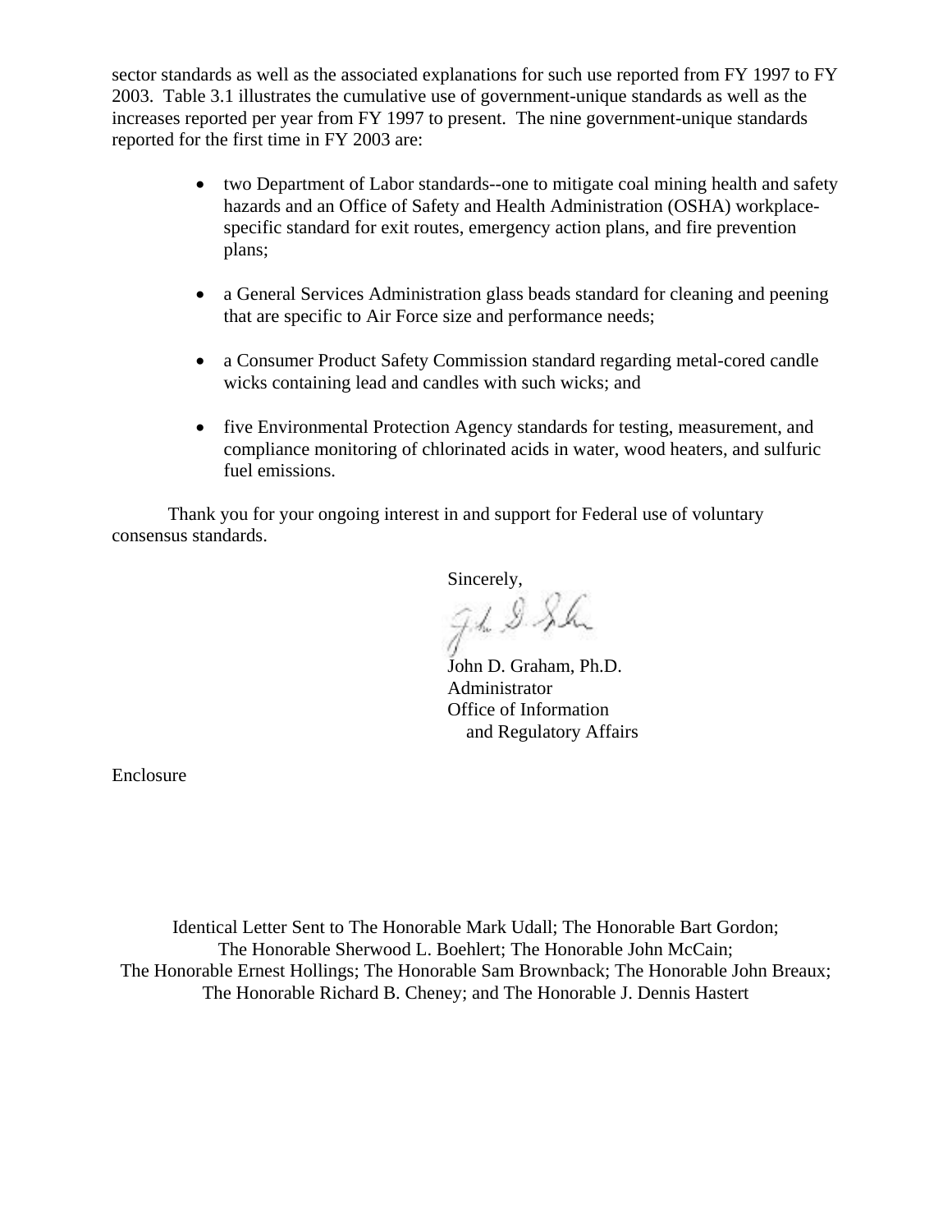sector standards as well as the associated explanations for such use reported from FY 1997 to FY 2003. Table 3.1 illustrates the cumulative use of government-unique standards as well as the increases reported per year from FY 1997 to present. The nine government-unique standards reported for the first time in FY 2003 are:

- two Department of Labor standards--one to mitigate coal mining health and safety hazards and an Office of Safety and Health Administration (OSHA) workplace-specific standard for exit routes, emergency action plans, and fire prevention plans;
- a General Services Administration glass beads standard for cleaning and peening that are specific to Air Force size and performance needs;
- a Consumer Product Safety Commission standard regarding metal-cored candle wicks containing lead and candles with such wicks; and
- five Environmental Protection Agency standards for testing, measurement, and compliance monitoring of chlorinated acids in water, wood heaters, and sulfuric fuel emissions.

Thank you for your ongoing interest in and support for Federal use of voluntary consensus standards.

Sincerely,

John D. Graham, Ph.D.
Administrator
Office of Information
and Regulatory Affairs

Enclosure

Identical Letter Sent to The Honorable Mark Udall; The Honorable Bart Gordon; The Honorable Sherwood L. Boehlert; The Honorable John McCain; The Honorable Ernest Hollings; The Honorable Sam Brownback; The Honorable John Breaux; The Honorable Richard B. Cheney; and The Honorable J. Dennis Hastert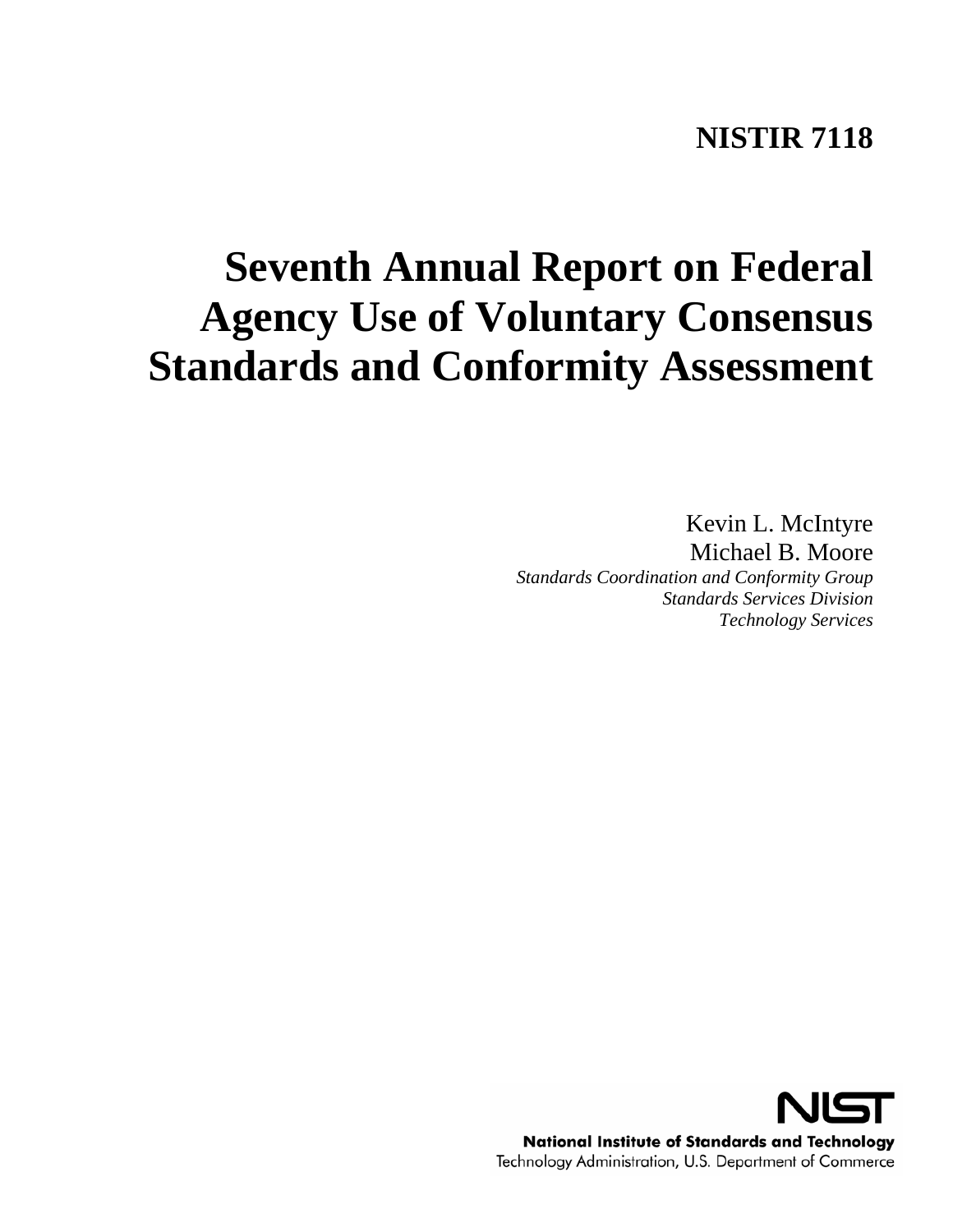**NISTIR 7118**

# Seventh Annual Report on Federal Agency Use of Voluntary Consensus Standards and Conformity Assessment

Kevin L. McIntyre
Michael B. Moore
*Standards Coordination and Conformity Group*
*Standards Services Division*
*Technology Services*

NIST
**National Institute of Standards and Technology**
Technology Administration, U.S. Department of Commerce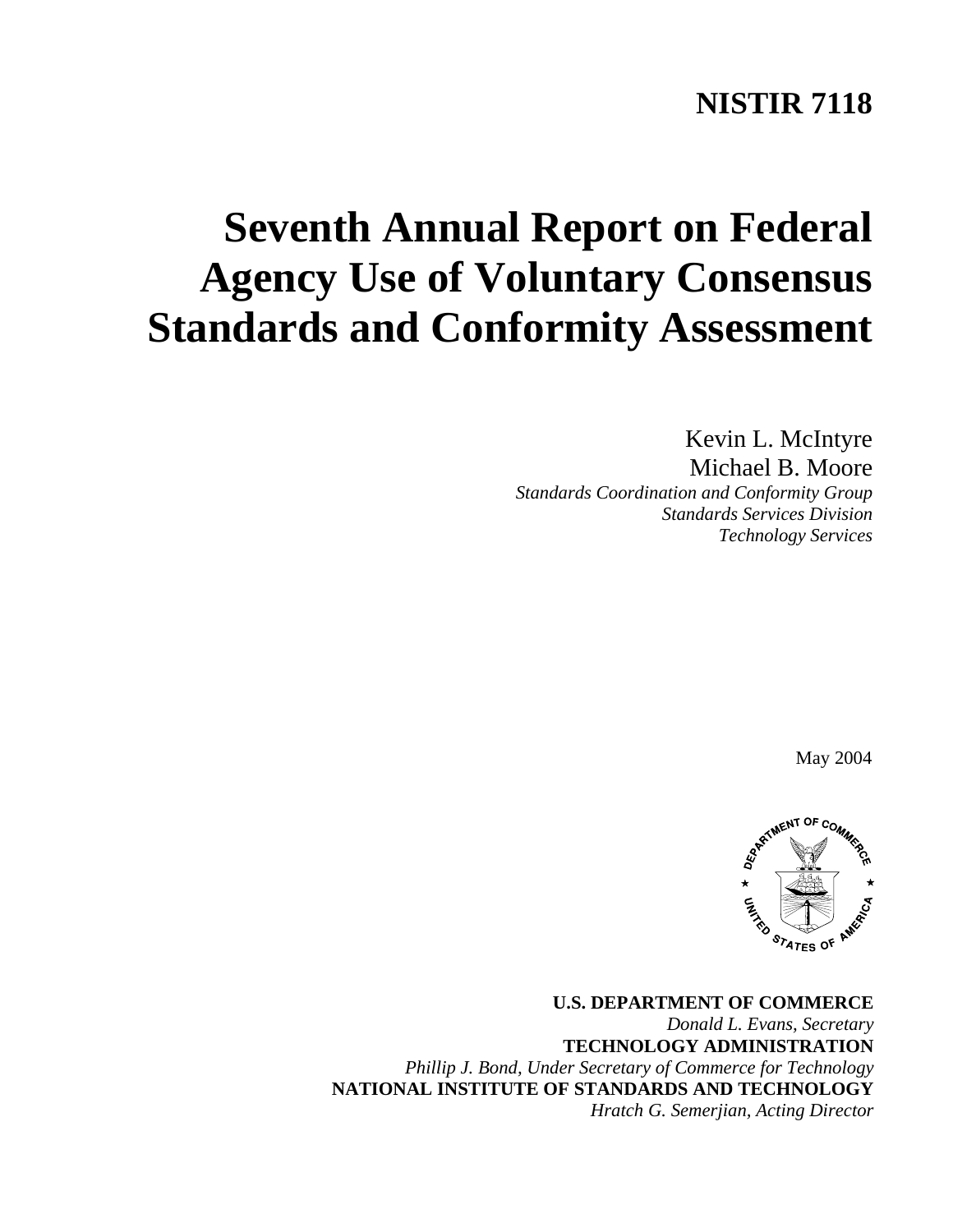**NISTIR 7118**

# Seventh Annual Report on Federal Agency Use of Voluntary Consensus Standards and Conformity Assessment

Kevin L. McIntyre
Michael B. Moore
*Standards Coordination and Conformity Group*
*Standards Services Division*
*Technology Services*

May 2004

**U.S. DEPARTMENT OF COMMERCE**
*Donald L. Evans, Secretary*
**TECHNOLOGY ADMINISTRATION**
*Phillip J. Bond, Under Secretary of Commerce for Technology*
**NATIONAL INSTITUTE OF STANDARDS AND TECHNOLOGY**
*Hratch G. Semerjian, Acting Director*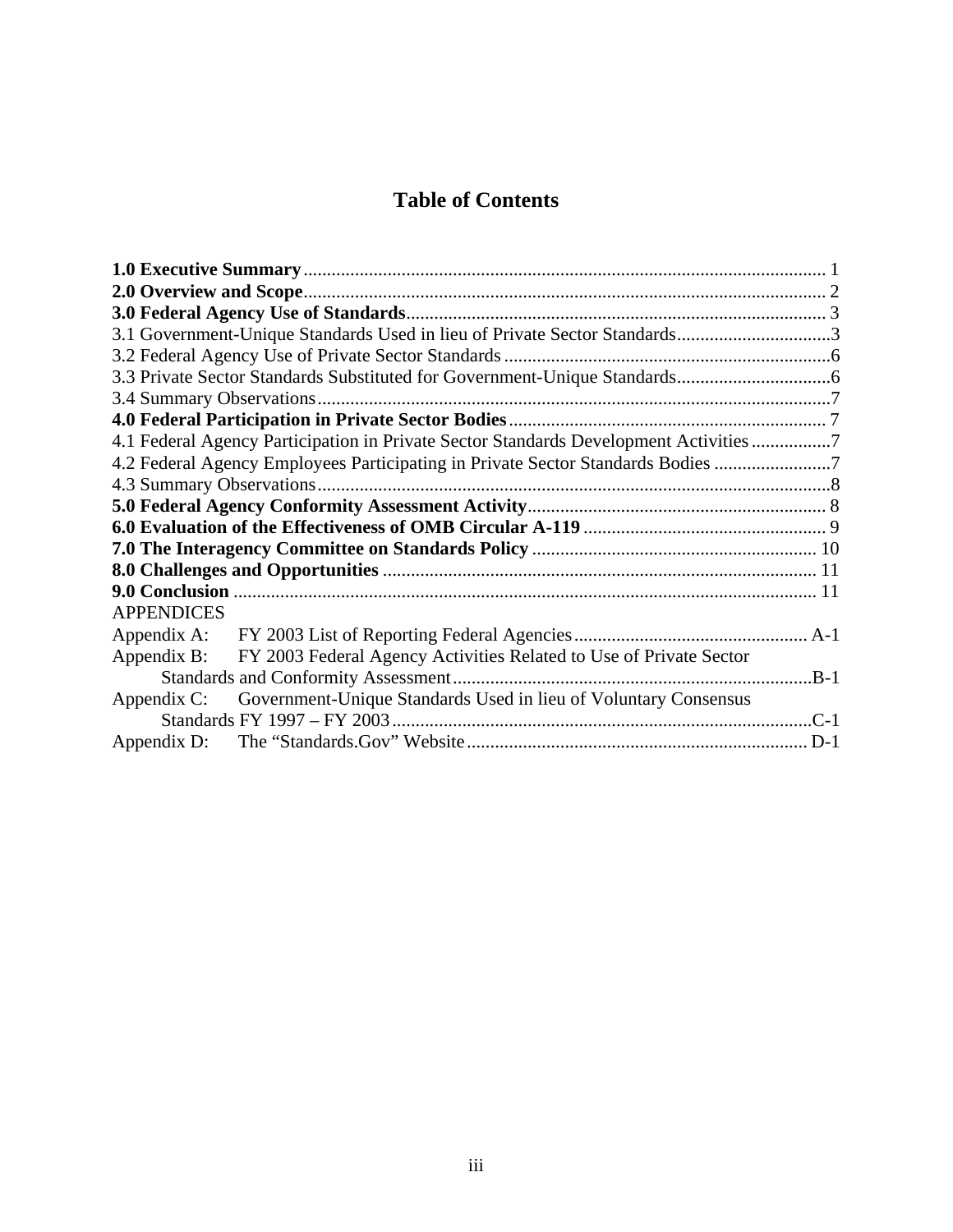# Table of Contents

**1.0 Executive Summary** ........................................................................................................ 1
**2.0 Overview and Scope** ........................................................................................................ 2
**3.0 Federal Agency Use of Standards** ........................................................................................ 3
3.1 Government-Unique Standards Used in lieu of Private Sector Standards ................................. 3
3.2 Federal Agency Use of Private Sector Standards ...................................................................... 6
3.3 Private Sector Standards Substituted for Government-Unique Standards ................................. 6
3.4 Summary Observations ............................................................................................................. 7
**4.0 Federal Participation in Private Sector Bodies** ....................................................................... 7
4.1 Federal Agency Participation in Private Sector Standards Development Activities ................. 7
4.2 Federal Agency Employees Participating in Private Sector Standards Bodies ......................... 7
4.3 Summary Observations ............................................................................................................. 8
**5.0 Federal Agency Conformity Assessment Activity** ................................................................ 8
**6.0 Evaluation of the Effectiveness of OMB Circular A-119** ..................................................... 9
**7.0 The Interagency Committee on Standards Policy** ............................................................... 10
**8.0 Challenges and Opportunities** ............................................................................................. 11
**9.0 Conclusion** ........................................................................................................................... 11
APPENDICES
Appendix A: FY 2003 List of Reporting Federal Agencies ............................................................ A-1
Appendix B: FY 2003 Federal Agency Activities Related to Use of Private Sector Standards and Conformity Assessment ............................................................................ B-1
Appendix C: Government-Unique Standards Used in lieu of Voluntary Consensus Standards FY 1997 – FY 2003 ............................................................................ C-1
Appendix D: The "Standards.Gov" Website ........................................................................... D-1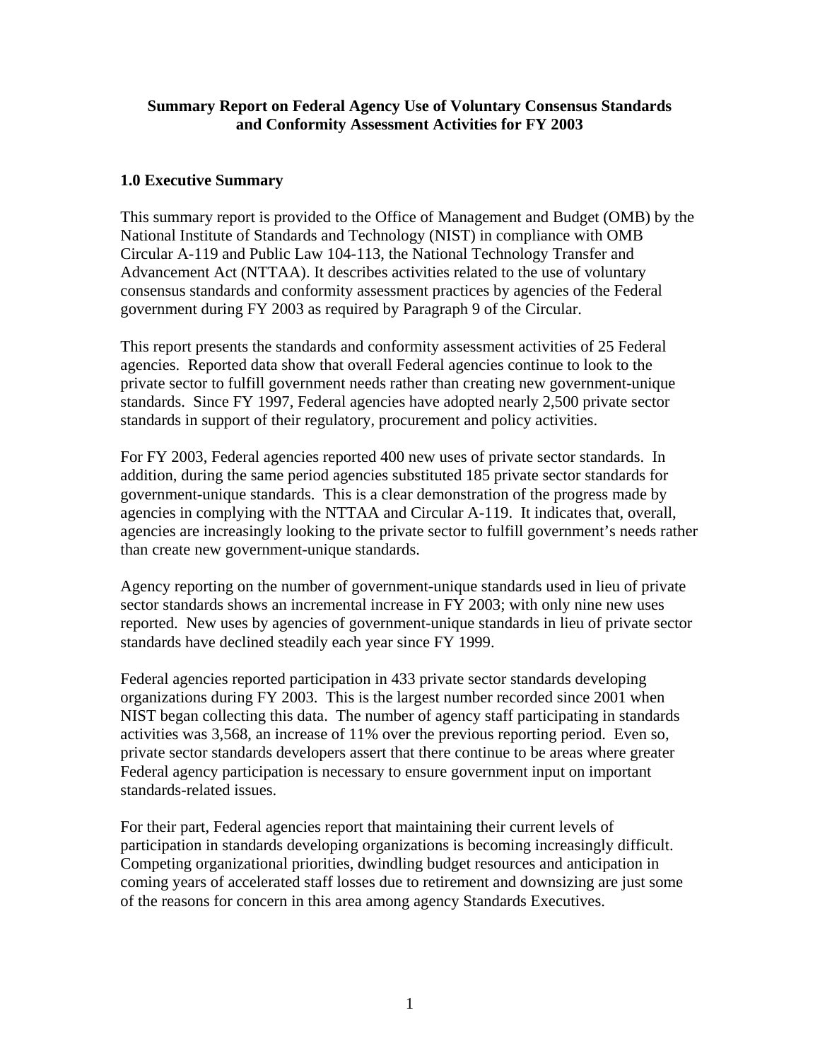**Summary Report on Federal Agency Use of Voluntary Consensus Standards and Conformity Assessment Activities for FY 2003**

## 1.0 Executive Summary

This summary report is provided to the Office of Management and Budget (OMB) by the National Institute of Standards and Technology (NIST) in compliance with OMB Circular A-119 and Public Law 104-113, the National Technology Transfer and Advancement Act (NTTAA). It describes activities related to the use of voluntary consensus standards and conformity assessment practices by agencies of the Federal government during FY 2003 as required by Paragraph 9 of the Circular.

This report presents the standards and conformity assessment activities of 25 Federal agencies. Reported data show that overall Federal agencies continue to look to the private sector to fulfill government needs rather than creating new government-unique standards. Since FY 1997, Federal agencies have adopted nearly 2,500 private sector standards in support of their regulatory, procurement and policy activities.

For FY 2003, Federal agencies reported 400 new uses of private sector standards. In addition, during the same period agencies substituted 185 private sector standards for government-unique standards. This is a clear demonstration of the progress made by agencies in complying with the NTTAA and Circular A-119. It indicates that, overall, agencies are increasingly looking to the private sector to fulfill government's needs rather than create new government-unique standards.

Agency reporting on the number of government-unique standards used in lieu of private sector standards shows an incremental increase in FY 2003; with only nine new uses reported. New uses by agencies of government-unique standards in lieu of private sector standards have declined steadily each year since FY 1999.

Federal agencies reported participation in 433 private sector standards developing organizations during FY 2003. This is the largest number recorded since 2001 when NIST began collecting this data. The number of agency staff participating in standards activities was 3,568, an increase of 11% over the previous reporting period. Even so, private sector standards developers assert that there continue to be areas where greater Federal agency participation is necessary to ensure government input on important standards-related issues.

For their part, Federal agencies report that maintaining their current levels of participation in standards developing organizations is becoming increasingly difficult. Competing organizational priorities, dwindling budget resources and anticipation in coming years of accelerated staff losses due to retirement and downsizing are just some of the reasons for concern in this area among agency Standards Executives.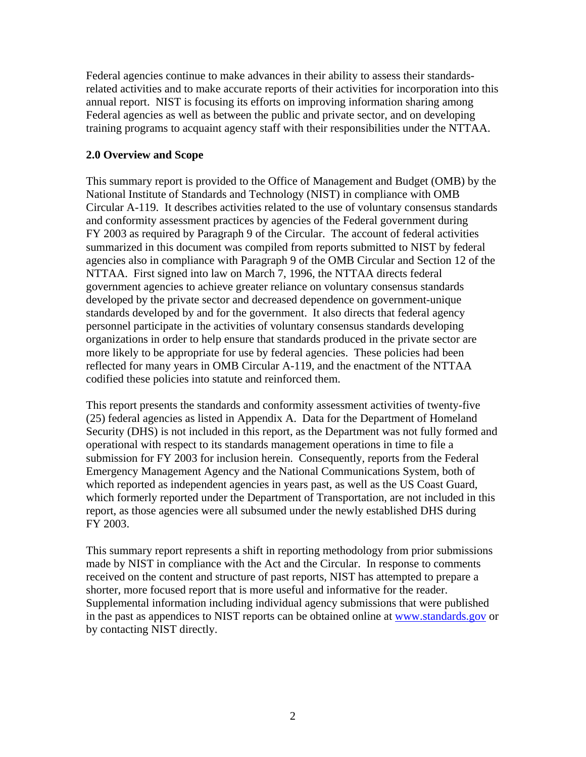Federal agencies continue to make advances in their ability to assess their standards-related activities and to make accurate reports of their activities for incorporation into this annual report. NIST is focusing its efforts on improving information sharing among Federal agencies as well as between the public and private sector, and on developing training programs to acquaint agency staff with their responsibilities under the NTTAA.

## 2.0 Overview and Scope

This summary report is provided to the Office of Management and Budget (OMB) by the National Institute of Standards and Technology (NIST) in compliance with OMB Circular A-119. It describes activities related to the use of voluntary consensus standards and conformity assessment practices by agencies of the Federal government during FY 2003 as required by Paragraph 9 of the Circular. The account of federal activities summarized in this document was compiled from reports submitted to NIST by federal agencies also in compliance with Paragraph 9 of the OMB Circular and Section 12 of the NTTAA. First signed into law on March 7, 1996, the NTTAA directs federal government agencies to achieve greater reliance on voluntary consensus standards developed by the private sector and decreased dependence on government-unique standards developed by and for the government. It also directs that federal agency personnel participate in the activities of voluntary consensus standards developing organizations in order to help ensure that standards produced in the private sector are more likely to be appropriate for use by federal agencies. These policies had been reflected for many years in OMB Circular A-119, and the enactment of the NTTAA codified these policies into statute and reinforced them.

This report presents the standards and conformity assessment activities of twenty-five (25) federal agencies as listed in Appendix A. Data for the Department of Homeland Security (DHS) is not included in this report, as the Department was not fully formed and operational with respect to its standards management operations in time to file a submission for FY 2003 for inclusion herein. Consequently, reports from the Federal Emergency Management Agency and the National Communications System, both of which reported as independent agencies in years past, as well as the US Coast Guard, which formerly reported under the Department of Transportation, are not included in this report, as those agencies were all subsumed under the newly established DHS during FY 2003.

This summary report represents a shift in reporting methodology from prior submissions made by NIST in compliance with the Act and the Circular. In response to comments received on the content and structure of past reports, NIST has attempted to prepare a shorter, more focused report that is more useful and informative for the reader. Supplemental information including individual agency submissions that were published in the past as appendices to NIST reports can be obtained online at www.standards.gov or by contacting NIST directly.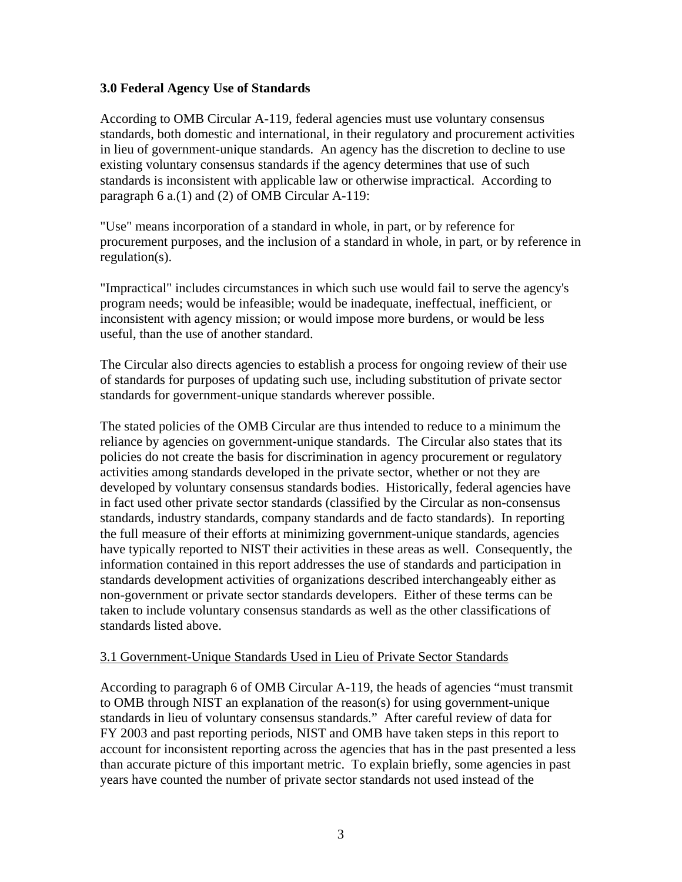## 3.0 Federal Agency Use of Standards

According to OMB Circular A-119, federal agencies must use voluntary consensus standards, both domestic and international, in their regulatory and procurement activities in lieu of government-unique standards. An agency has the discretion to decline to use existing voluntary consensus standards if the agency determines that use of such standards is inconsistent with applicable law or otherwise impractical. According to paragraph 6 a.(1) and (2) of OMB Circular A-119:

"Use" means incorporation of a standard in whole, in part, or by reference for procurement purposes, and the inclusion of a standard in whole, in part, or by reference in regulation(s).

"Impractical" includes circumstances in which such use would fail to serve the agency's program needs; would be infeasible; would be inadequate, ineffectual, inefficient, or inconsistent with agency mission; or would impose more burdens, or would be less useful, than the use of another standard.

The Circular also directs agencies to establish a process for ongoing review of their use of standards for purposes of updating such use, including substitution of private sector standards for government-unique standards wherever possible.

The stated policies of the OMB Circular are thus intended to reduce to a minimum the reliance by agencies on government-unique standards. The Circular also states that its policies do not create the basis for discrimination in agency procurement or regulatory activities among standards developed in the private sector, whether or not they are developed by voluntary consensus standards bodies. Historically, federal agencies have in fact used other private sector standards (classified by the Circular as non-consensus standards, industry standards, company standards and de facto standards). In reporting the full measure of their efforts at minimizing government-unique standards, agencies have typically reported to NIST their activities in these areas as well. Consequently, the information contained in this report addresses the use of standards and participation in standards development activities of organizations described interchangeably either as non-government or private sector standards developers. Either of these terms can be taken to include voluntary consensus standards as well as the other classifications of standards listed above.

### 3.1 Government-Unique Standards Used in Lieu of Private Sector Standards

According to paragraph 6 of OMB Circular A-119, the heads of agencies "must transmit to OMB through NIST an explanation of the reason(s) for using government-unique standards in lieu of voluntary consensus standards." After careful review of data for FY 2003 and past reporting periods, NIST and OMB have taken steps in this report to account for inconsistent reporting across the agencies that has in the past presented a less than accurate picture of this important metric. To explain briefly, some agencies in past years have counted the number of private sector standards not used instead of the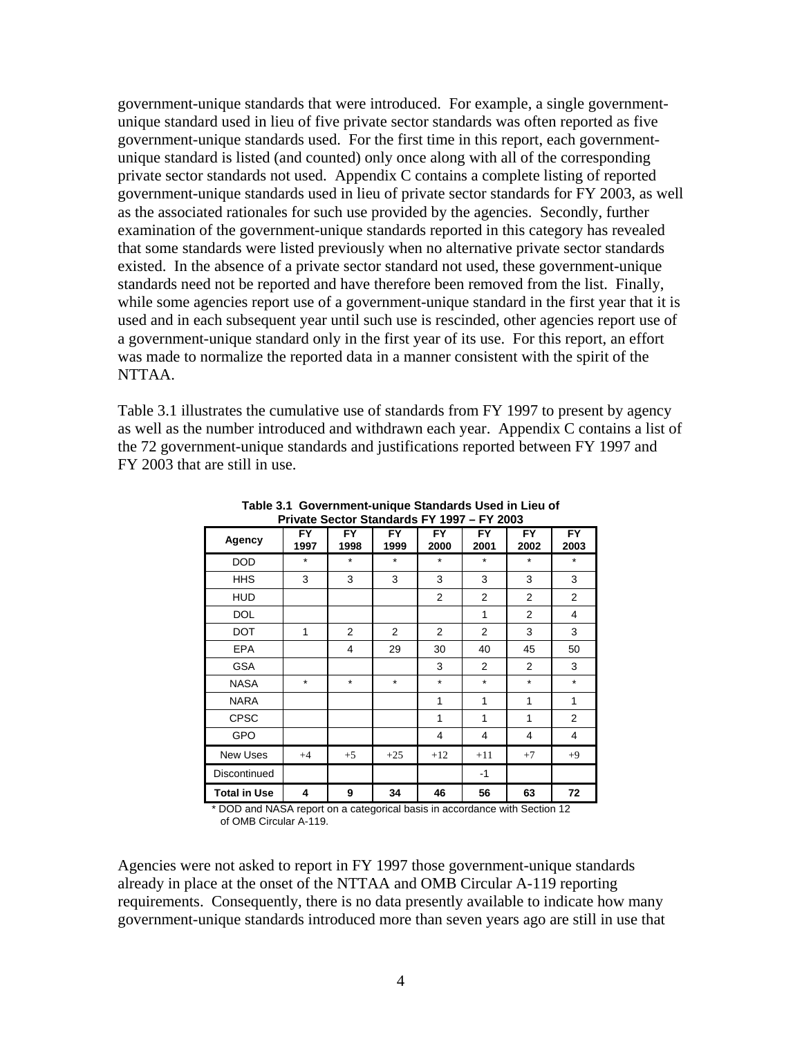government-unique standards that were introduced. For example, a single government-unique standard used in lieu of five private sector standards was often reported as five government-unique standards used. For the first time in this report, each government-unique standard is listed (and counted) only once along with all of the corresponding private sector standards not used. Appendix C contains a complete listing of reported government-unique standards used in lieu of private sector standards for FY 2003, as well as the associated rationales for such use provided by the agencies. Secondly, further examination of the government-unique standards reported in this category has revealed that some standards were listed previously when no alternative private sector standards existed. In the absence of a private sector standard not used, these government-unique standards need not be reported and have therefore been removed from the list. Finally, while some agencies report use of a government-unique standard in the first year that it is used and in each subsequent year until such use is rescinded, other agencies report use of a government-unique standard only in the first year of its use. For this report, an effort was made to normalize the reported data in a manner consistent with the spirit of the NTTAA.

Table 3.1 illustrates the cumulative use of standards from FY 1997 to present by agency as well as the number introduced and withdrawn each year. Appendix C contains a list of the 72 government-unique standards and justifications reported between FY 1997 and FY 2003 that are still in use.

**Table 3.1 Government-unique Standards Used in Lieu of Private Sector Standards FY 1997 – FY 2003**

| Agency | FY 1997 | FY 1998 | FY 1999 | FY 2000 | FY 2001 | FY 2002 | FY 2003 |
|---|---|---|---|---|---|---|---|
| DOD | * | * | * | * | * | * | * |
| HHS | 3 | 3 | 3 | 3 | 3 | 3 | 3 |
| HUD | | | | 2 | 2 | 2 | 2 |
| DOL | | | | | 1 | 2 | 4 |
| DOT | 1 | 2 | 2 | 2 | 2 | 3 | 3 |
| EPA | | 4 | 29 | 30 | 40 | 45 | 50 |
| GSA | | | | 3 | 2 | 2 | 3 |
| NASA | * | * | * | * | * | * | * |
| NARA | | | | 1 | 1 | 1 | 1 |
| CPSC | | | | 1 | 1 | 1 | 2 |
| GPO | | | | 4 | 4 | 4 | 4 |
| New Uses | +4 | +5 | +25 | +12 | +11 | +7 | +9 |
| Discontinued | | | | | -1 | | |
| **Total in Use** | **4** | **9** | **34** | **46** | **56** | **63** | **72** |

\* DOD and NASA report on a categorical basis in accordance with Section 12 of OMB Circular A-119.

Agencies were not asked to report in FY 1997 those government-unique standards already in place at the onset of the NTTAA and OMB Circular A-119 reporting requirements. Consequently, there is no data presently available to indicate how many government-unique standards introduced more than seven years ago are still in use that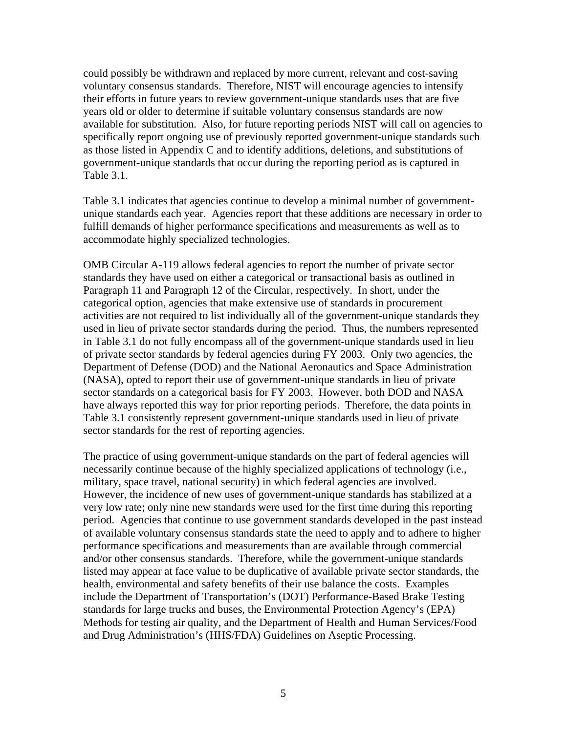could possibly be withdrawn and replaced by more current, relevant and cost-saving voluntary consensus standards. Therefore, NIST will encourage agencies to intensify their efforts in future years to review government-unique standards uses that are five years old or older to determine if suitable voluntary consensus standards are now available for substitution. Also, for future reporting periods NIST will call on agencies to specifically report ongoing use of previously reported government-unique standards such as those listed in Appendix C and to identify additions, deletions, and substitutions of government-unique standards that occur during the reporting period as is captured in Table 3.1.

Table 3.1 indicates that agencies continue to develop a minimal number of government-unique standards each year. Agencies report that these additions are necessary in order to fulfill demands of higher performance specifications and measurements as well as to accommodate highly specialized technologies.

OMB Circular A-119 allows federal agencies to report the number of private sector standards they have used on either a categorical or transactional basis as outlined in Paragraph 11 and Paragraph 12 of the Circular, respectively. In short, under the categorical option, agencies that make extensive use of standards in procurement activities are not required to list individually all of the government-unique standards they used in lieu of private sector standards during the period. Thus, the numbers represented in Table 3.1 do not fully encompass all of the government-unique standards used in lieu of private sector standards by federal agencies during FY 2003. Only two agencies, the Department of Defense (DOD) and the National Aeronautics and Space Administration (NASA), opted to report their use of government-unique standards in lieu of private sector standards on a categorical basis for FY 2003. However, both DOD and NASA have always reported this way for prior reporting periods. Therefore, the data points in Table 3.1 consistently represent government-unique standards used in lieu of private sector standards for the rest of reporting agencies.

The practice of using government-unique standards on the part of federal agencies will necessarily continue because of the highly specialized applications of technology (i.e., military, space travel, national security) in which federal agencies are involved. However, the incidence of new uses of government-unique standards has stabilized at a very low rate; only nine new standards were used for the first time during this reporting period. Agencies that continue to use government standards developed in the past instead of available voluntary consensus standards state the need to apply and to adhere to higher performance specifications and measurements than are available through commercial and/or other consensus standards. Therefore, while the government-unique standards listed may appear at face value to be duplicative of available private sector standards, the health, environmental and safety benefits of their use balance the costs. Examples include the Department of Transportation's (DOT) Performance-Based Brake Testing standards for large trucks and buses, the Environmental Protection Agency's (EPA) Methods for testing air quality, and the Department of Health and Human Services/Food and Drug Administration's (HHS/FDA) Guidelines on Aseptic Processing.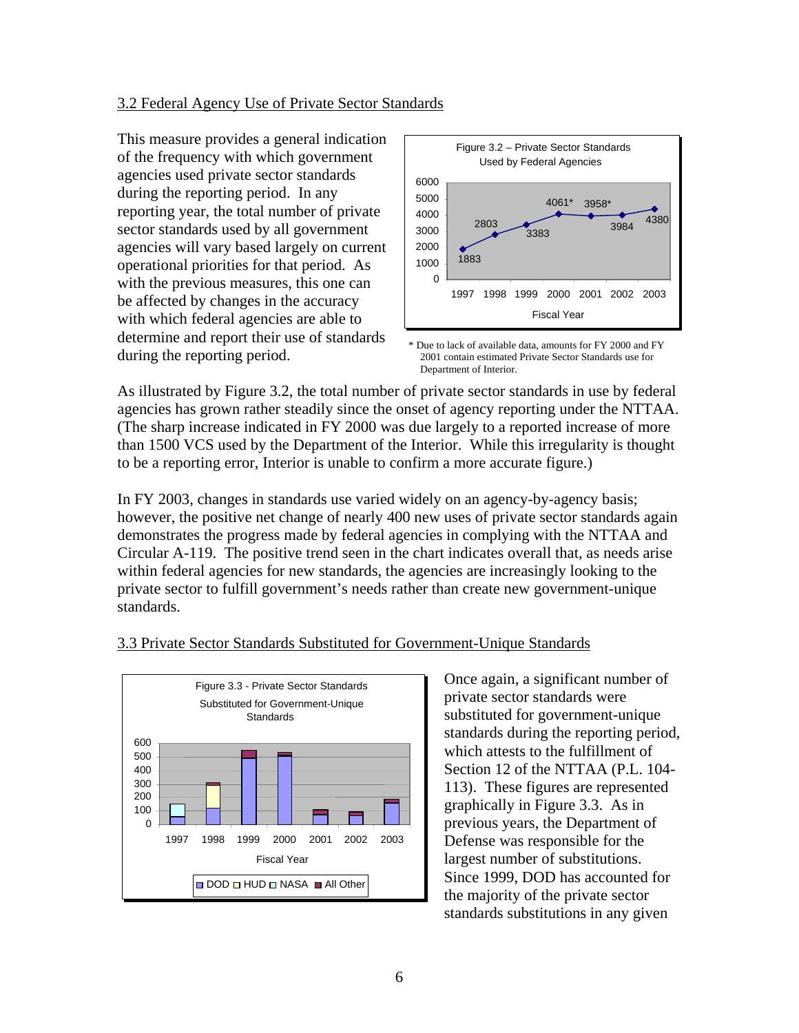## 3.2 Federal Agency Use of Private Sector Standards

This measure provides a general indication of the frequency with which government agencies used private sector standards during the reporting period. In any reporting year, the total number of private sector standards used by all government agencies will vary based largely on current operational priorities for that period. As with the previous measures, this one can be affected by changes in the accuracy with which federal agencies are able to determine and report their use of standards during the reporting period.

Figure 3.2 – Private Sector Standards Used by Federal Agencies

| Fiscal Year | 1997 | 1998 | 1999 | 2000 | 2001 | 2002 | 2003 |
|---|---|---|---|---|---|---|---|
| Standards | 1883 | 2803 | 3383 | 4061* | 3958* | 3984 | 4380 |

\* Due to lack of available data, amounts for FY 2000 and FY 2001 contain estimated Private Sector Standards use for Department of Interior.

As illustrated by Figure 3.2, the total number of private sector standards in use by federal agencies has grown rather steadily since the onset of agency reporting under the NTTAA. (The sharp increase indicated in FY 2000 was due largely to a reported increase of more than 1500 VCS used by the Department of the Interior. While this irregularity is thought to be a reporting error, Interior is unable to confirm a more accurate figure.)

In FY 2003, changes in standards use varied widely on an agency-by-agency basis; however, the positive net change of nearly 400 new uses of private sector standards again demonstrates the progress made by federal agencies in complying with the NTTAA and Circular A-119. The positive trend seen in the chart indicates overall that, as needs arise within federal agencies for new standards, the agencies are increasingly looking to the private sector to fulfill government's needs rather than create new government-unique standards.

## 3.3 Private Sector Standards Substituted for Government-Unique Standards

Figure 3.3 - Private Sector Standards Substituted for Government-Unique Standards

(Stacked bar chart by Fiscal Year 1997–2003; legend: DOD, HUD, NASA, All Other)

Once again, a significant number of private sector standards were substituted for government-unique standards during the reporting period, which attests to the fulfillment of Section 12 of the NTTAA (P.L. 104-113). These figures are represented graphically in Figure 3.3. As in previous years, the Department of Defense was responsible for the largest number of substitutions. Since 1999, DOD has accounted for the majority of the private sector standards substitutions in any given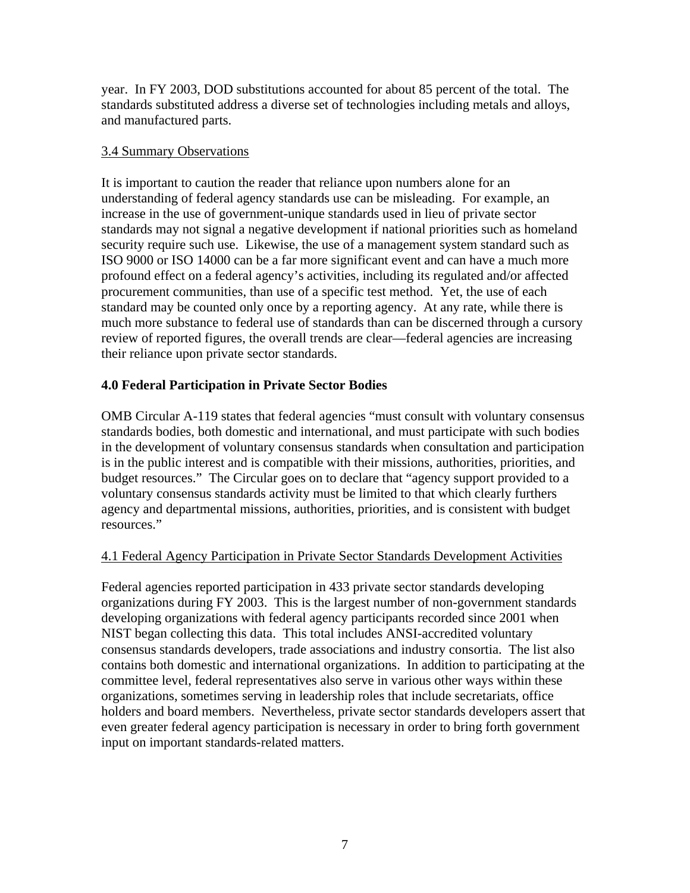year. In FY 2003, DOD substitutions accounted for about 85 percent of the total. The standards substituted address a diverse set of technologies including metals and alloys, and manufactured parts.

### 3.4 Summary Observations

It is important to caution the reader that reliance upon numbers alone for an understanding of federal agency standards use can be misleading. For example, an increase in the use of government-unique standards used in lieu of private sector standards may not signal a negative development if national priorities such as homeland security require such use. Likewise, the use of a management system standard such as ISO 9000 or ISO 14000 can be a far more significant event and can have a much more profound effect on a federal agency's activities, including its regulated and/or affected procurement communities, than use of a specific test method. Yet, the use of each standard may be counted only once by a reporting agency. At any rate, while there is much more substance to federal use of standards than can be discerned through a cursory review of reported figures, the overall trends are clear—federal agencies are increasing their reliance upon private sector standards.

## 4.0 Federal Participation in Private Sector Bodies

OMB Circular A-119 states that federal agencies "must consult with voluntary consensus standards bodies, both domestic and international, and must participate with such bodies in the development of voluntary consensus standards when consultation and participation is in the public interest and is compatible with their missions, authorities, priorities, and budget resources." The Circular goes on to declare that "agency support provided to a voluntary consensus standards activity must be limited to that which clearly furthers agency and departmental missions, authorities, priorities, and is consistent with budget resources."

### 4.1 Federal Agency Participation in Private Sector Standards Development Activities

Federal agencies reported participation in 433 private sector standards developing organizations during FY 2003. This is the largest number of non-government standards developing organizations with federal agency participants recorded since 2001 when NIST began collecting this data. This total includes ANSI-accredited voluntary consensus standards developers, trade associations and industry consortia. The list also contains both domestic and international organizations. In addition to participating at the committee level, federal representatives also serve in various other ways within these organizations, sometimes serving in leadership roles that include secretariats, office holders and board members. Nevertheless, private sector standards developers assert that even greater federal agency participation is necessary in order to bring forth government input on important standards-related matters.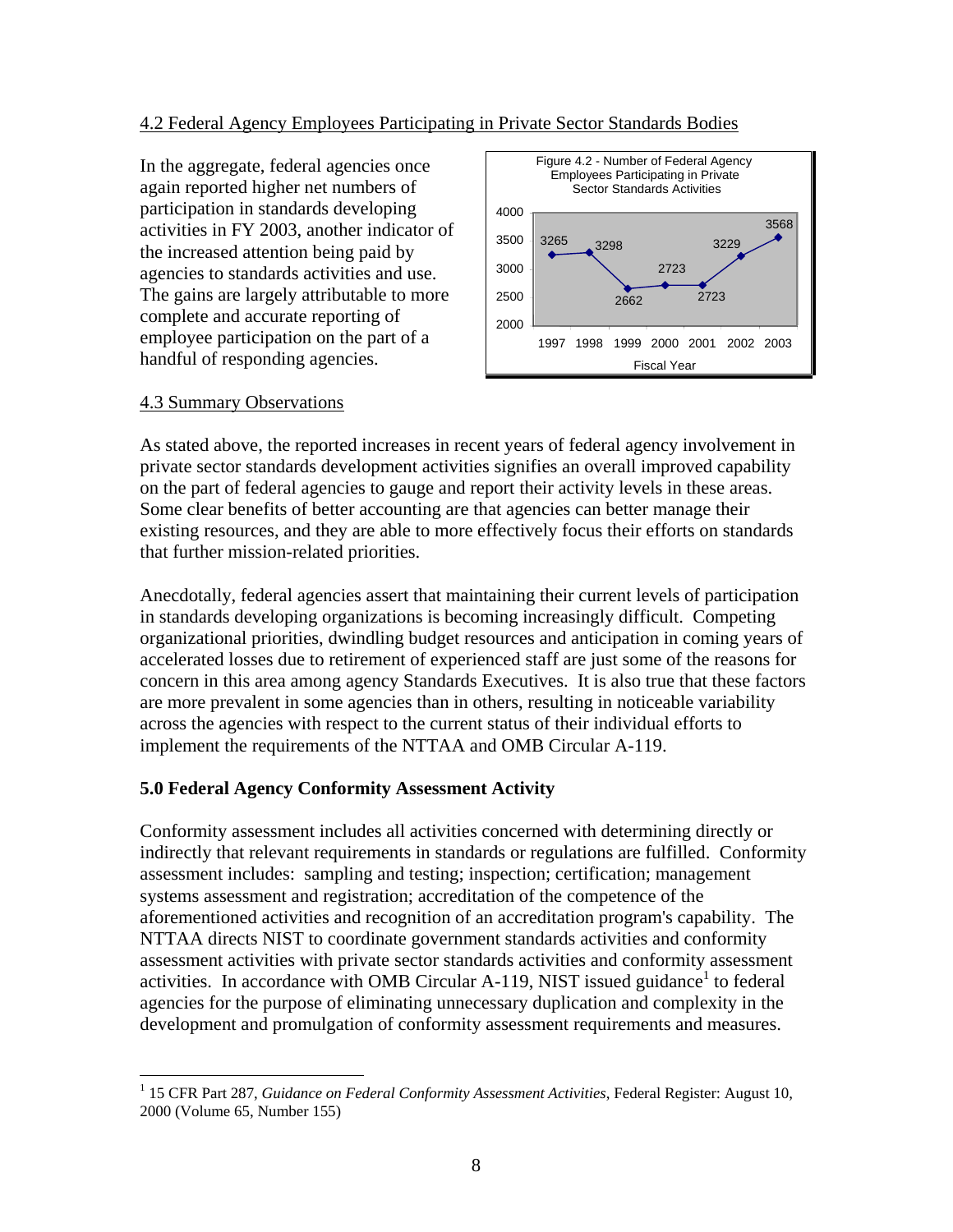## 4.2 Federal Agency Employees Participating in Private Sector Standards Bodies

In the aggregate, federal agencies once again reported higher net numbers of participation in standards developing activities in FY 2003, another indicator of the increased attention being paid by agencies to standards activities and use. The gains are largely attributable to more complete and accurate reporting of employee participation on the part of a handful of responding agencies.

Figure 4.2 - Number of Federal Agency Employees Participating in Private Sector Standards Activities

| Fiscal Year | 1997 | 1998 | 1999 | 2000 | 2001 | 2002 | 2003 |
|---|---|---|---|---|---|---|---|
| Employees | 3265 | 3298 | 2662 | 2723 | 2723 | 3229 | 3568 |

## 4.3 Summary Observations

As stated above, the reported increases in recent years of federal agency involvement in private sector standards development activities signifies an overall improved capability on the part of federal agencies to gauge and report their activity levels in these areas. Some clear benefits of better accounting are that agencies can better manage their existing resources, and they are able to more effectively focus their efforts on standards that further mission-related priorities.

Anecdotally, federal agencies assert that maintaining their current levels of participation in standards developing organizations is becoming increasingly difficult. Competing organizational priorities, dwindling budget resources and anticipation in coming years of accelerated losses due to retirement of experienced staff are just some of the reasons for concern in this area among agency Standards Executives. It is also true that these factors are more prevalent in some agencies than in others, resulting in noticeable variability across the agencies with respect to the current status of their individual efforts to implement the requirements of the NTTAA and OMB Circular A-119.

# 5.0 Federal Agency Conformity Assessment Activity

Conformity assessment includes all activities concerned with determining directly or indirectly that relevant requirements in standards or regulations are fulfilled. Conformity assessment includes: sampling and testing; inspection; certification; management systems assessment and registration; accreditation of the competence of the aforementioned activities and recognition of an accreditation program's capability. The NTTAA directs NIST to coordinate government standards activities and conformity assessment activities with private sector standards activities and conformity assessment activities. In accordance with OMB Circular A-119, NIST issued guidance[1] to federal agencies for the purpose of eliminating unnecessary duplication and complexity in the development and promulgation of conformity assessment requirements and measures.

---

[1] 15 CFR Part 287, *Guidance on Federal Conformity Assessment Activities*, Federal Register: August 10, 2000 (Volume 65, Number 155)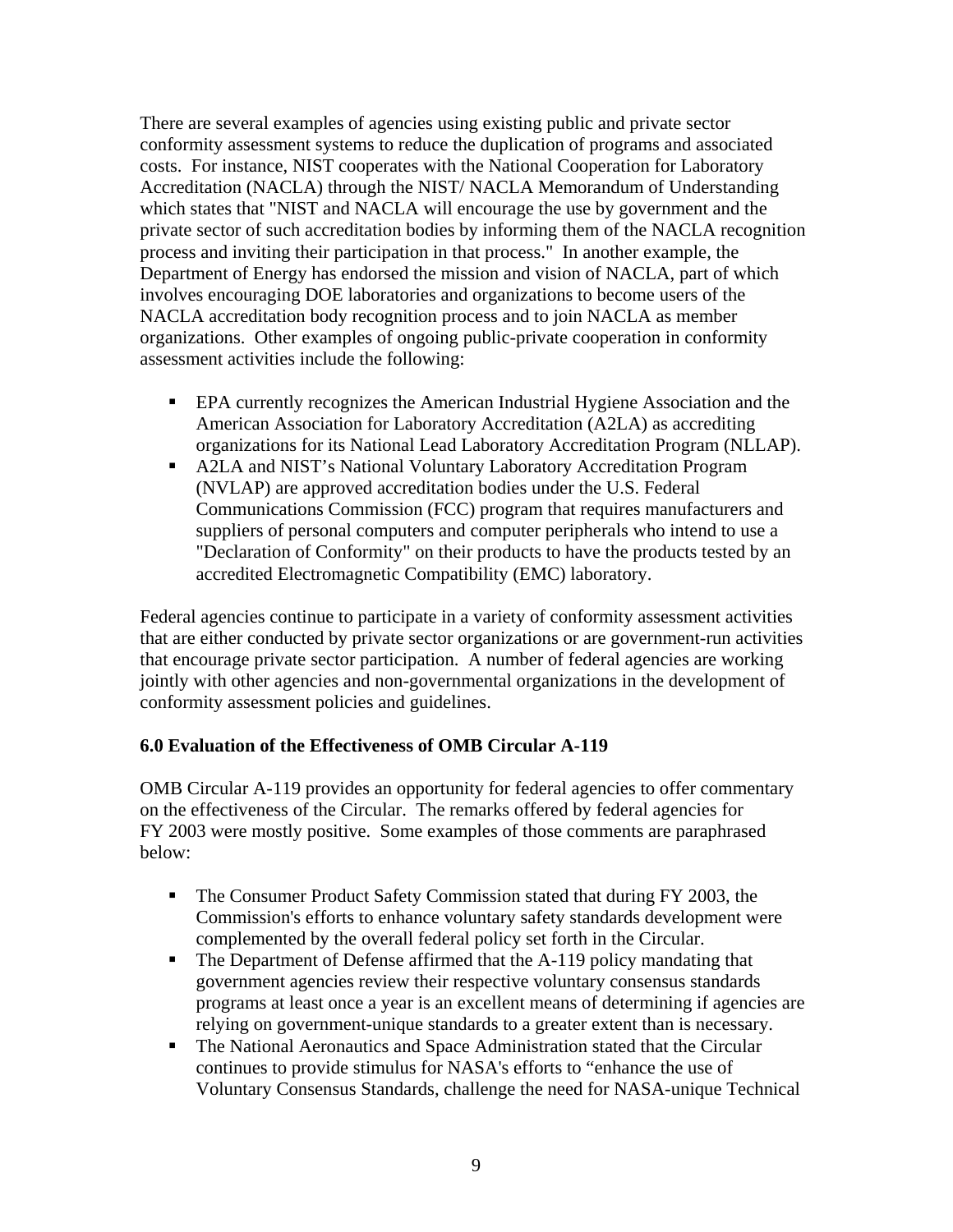There are several examples of agencies using existing public and private sector conformity assessment systems to reduce the duplication of programs and associated costs. For instance, NIST cooperates with the National Cooperation for Laboratory Accreditation (NACLA) through the NIST/ NACLA Memorandum of Understanding which states that "NIST and NACLA will encourage the use by government and the private sector of such accreditation bodies by informing them of the NACLA recognition process and inviting their participation in that process." In another example, the Department of Energy has endorsed the mission and vision of NACLA, part of which involves encouraging DOE laboratories and organizations to become users of the NACLA accreditation body recognition process and to join NACLA as member organizations. Other examples of ongoing public-private cooperation in conformity assessment activities include the following:

- EPA currently recognizes the American Industrial Hygiene Association and the American Association for Laboratory Accreditation (A2LA) as accrediting organizations for its National Lead Laboratory Accreditation Program (NLLAP).
- A2LA and NIST's National Voluntary Laboratory Accreditation Program (NVLAP) are approved accreditation bodies under the U.S. Federal Communications Commission (FCC) program that requires manufacturers and suppliers of personal computers and computer peripherals who intend to use a "Declaration of Conformity" on their products to have the products tested by an accredited Electromagnetic Compatibility (EMC) laboratory.

Federal agencies continue to participate in a variety of conformity assessment activities that are either conducted by private sector organizations or are government-run activities that encourage private sector participation. A number of federal agencies are working jointly with other agencies and non-governmental organizations in the development of conformity assessment policies and guidelines.

## 6.0 Evaluation of the Effectiveness of OMB Circular A-119

OMB Circular A-119 provides an opportunity for federal agencies to offer commentary on the effectiveness of the Circular. The remarks offered by federal agencies for FY 2003 were mostly positive. Some examples of those comments are paraphrased below:

- The Consumer Product Safety Commission stated that during FY 2003, the Commission's efforts to enhance voluntary safety standards development were complemented by the overall federal policy set forth in the Circular.
- The Department of Defense affirmed that the A-119 policy mandating that government agencies review their respective voluntary consensus standards programs at least once a year is an excellent means of determining if agencies are relying on government-unique standards to a greater extent than is necessary.
- The National Aeronautics and Space Administration stated that the Circular continues to provide stimulus for NASA's efforts to "enhance the use of Voluntary Consensus Standards, challenge the need for NASA-unique Technical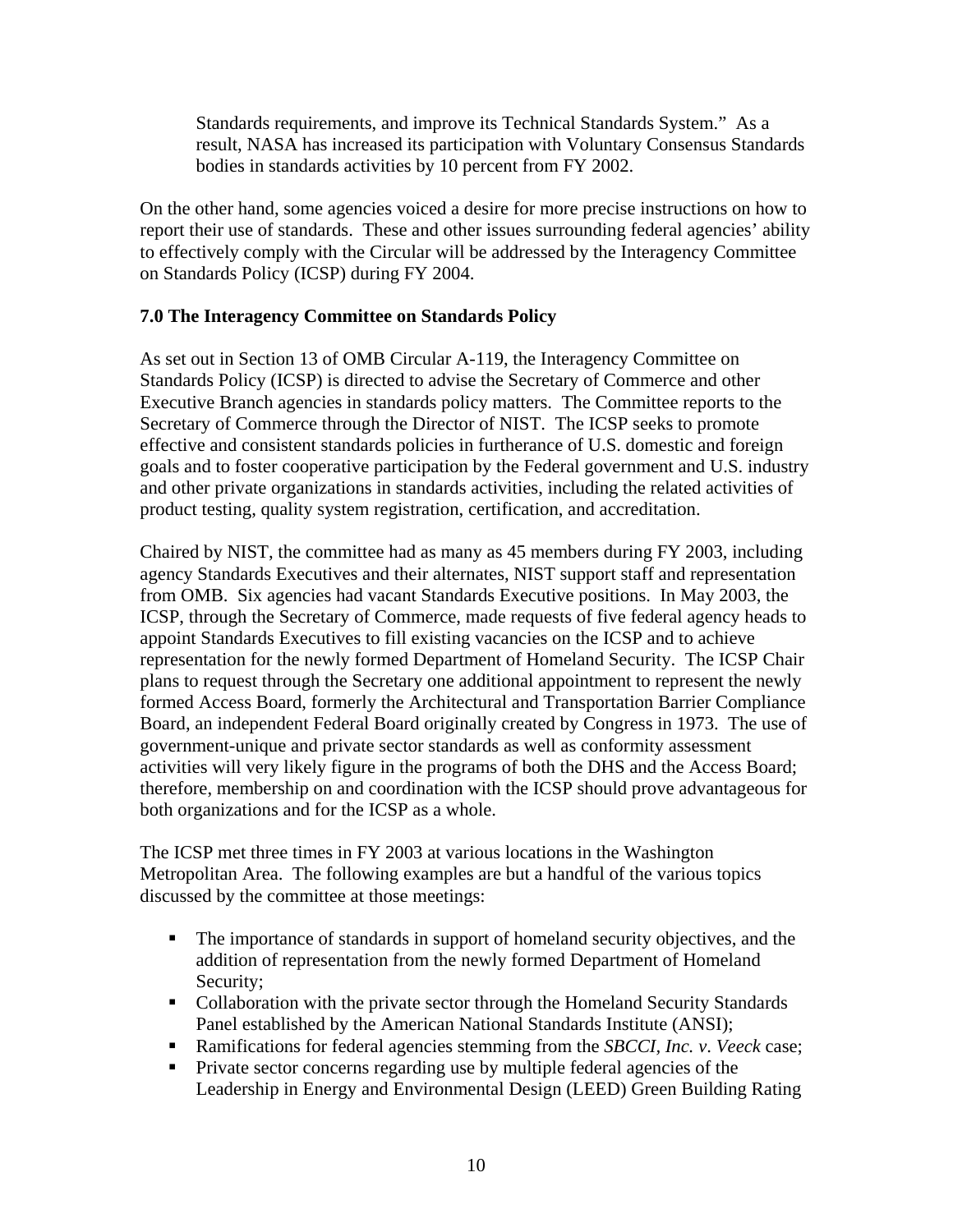> Standards requirements, and improve its Technical Standards System." As a result, NASA has increased its participation with Voluntary Consensus Standards bodies in standards activities by 10 percent from FY 2002.

On the other hand, some agencies voiced a desire for more precise instructions on how to report their use of standards. These and other issues surrounding federal agencies' ability to effectively comply with the Circular will be addressed by the Interagency Committee on Standards Policy (ICSP) during FY 2004.

## 7.0 The Interagency Committee on Standards Policy

As set out in Section 13 of OMB Circular A-119, the Interagency Committee on Standards Policy (ICSP) is directed to advise the Secretary of Commerce and other Executive Branch agencies in standards policy matters. The Committee reports to the Secretary of Commerce through the Director of NIST. The ICSP seeks to promote effective and consistent standards policies in furtherance of U.S. domestic and foreign goals and to foster cooperative participation by the Federal government and U.S. industry and other private organizations in standards activities, including the related activities of product testing, quality system registration, certification, and accreditation.

Chaired by NIST, the committee had as many as 45 members during FY 2003, including agency Standards Executives and their alternates, NIST support staff and representation from OMB. Six agencies had vacant Standards Executive positions. In May 2003, the ICSP, through the Secretary of Commerce, made requests of five federal agency heads to appoint Standards Executives to fill existing vacancies on the ICSP and to achieve representation for the newly formed Department of Homeland Security. The ICSP Chair plans to request through the Secretary one additional appointment to represent the newly formed Access Board, formerly the Architectural and Transportation Barrier Compliance Board, an independent Federal Board originally created by Congress in 1973. The use of government-unique and private sector standards as well as conformity assessment activities will very likely figure in the programs of both the DHS and the Access Board; therefore, membership on and coordination with the ICSP should prove advantageous for both organizations and for the ICSP as a whole.

The ICSP met three times in FY 2003 at various locations in the Washington Metropolitan Area. The following examples are but a handful of the various topics discussed by the committee at those meetings:

- The importance of standards in support of homeland security objectives, and the addition of representation from the newly formed Department of Homeland Security;
- Collaboration with the private sector through the Homeland Security Standards Panel established by the American National Standards Institute (ANSI);
- Ramifications for federal agencies stemming from the *SBCCI, Inc. v. Veeck* case;
- Private sector concerns regarding use by multiple federal agencies of the Leadership in Energy and Environmental Design (LEED) Green Building Rating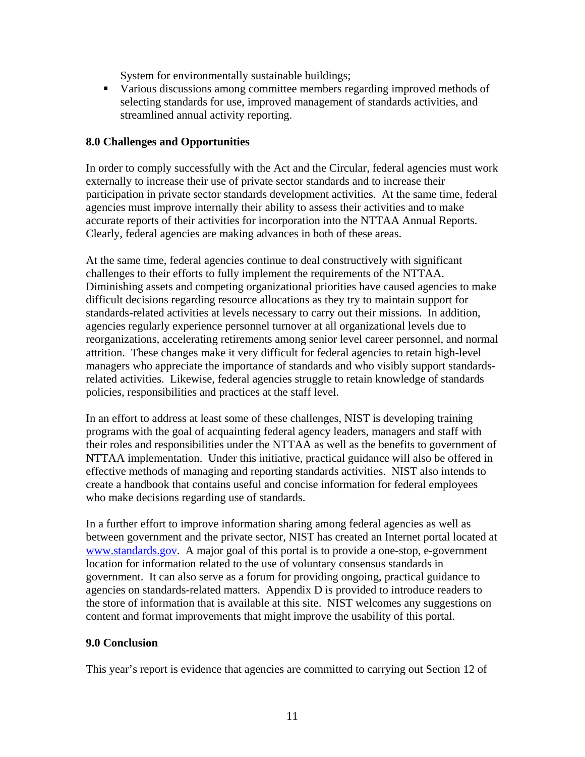System for environmentally sustainable buildings;

- Various discussions among committee members regarding improved methods of selecting standards for use, improved management of standards activities, and streamlined annual activity reporting.

### 8.0 Challenges and Opportunities

In order to comply successfully with the Act and the Circular, federal agencies must work externally to increase their use of private sector standards and to increase their participation in private sector standards development activities. At the same time, federal agencies must improve internally their ability to assess their activities and to make accurate reports of their activities for incorporation into the NTTAA Annual Reports. Clearly, federal agencies are making advances in both of these areas.

At the same time, federal agencies continue to deal constructively with significant challenges to their efforts to fully implement the requirements of the NTTAA. Diminishing assets and competing organizational priorities have caused agencies to make difficult decisions regarding resource allocations as they try to maintain support for standards-related activities at levels necessary to carry out their missions. In addition, agencies regularly experience personnel turnover at all organizational levels due to reorganizations, accelerating retirements among senior level career personnel, and normal attrition. These changes make it very difficult for federal agencies to retain high-level managers who appreciate the importance of standards and who visibly support standards-related activities. Likewise, federal agencies struggle to retain knowledge of standards policies, responsibilities and practices at the staff level.

In an effort to address at least some of these challenges, NIST is developing training programs with the goal of acquainting federal agency leaders, managers and staff with their roles and responsibilities under the NTTAA as well as the benefits to government of NTTAA implementation. Under this initiative, practical guidance will also be offered in effective methods of managing and reporting standards activities. NIST also intends to create a handbook that contains useful and concise information for federal employees who make decisions regarding use of standards.

In a further effort to improve information sharing among federal agencies as well as between government and the private sector, NIST has created an Internet portal located at [www.standards.gov](http://www.standards.gov). A major goal of this portal is to provide a one-stop, e-government location for information related to the use of voluntary consensus standards in government. It can also serve as a forum for providing ongoing, practical guidance to agencies on standards-related matters. Appendix D is provided to introduce readers to the store of information that is available at this site. NIST welcomes any suggestions on content and format improvements that might improve the usability of this portal.

### 9.0 Conclusion

This year's report is evidence that agencies are committed to carrying out Section 12 of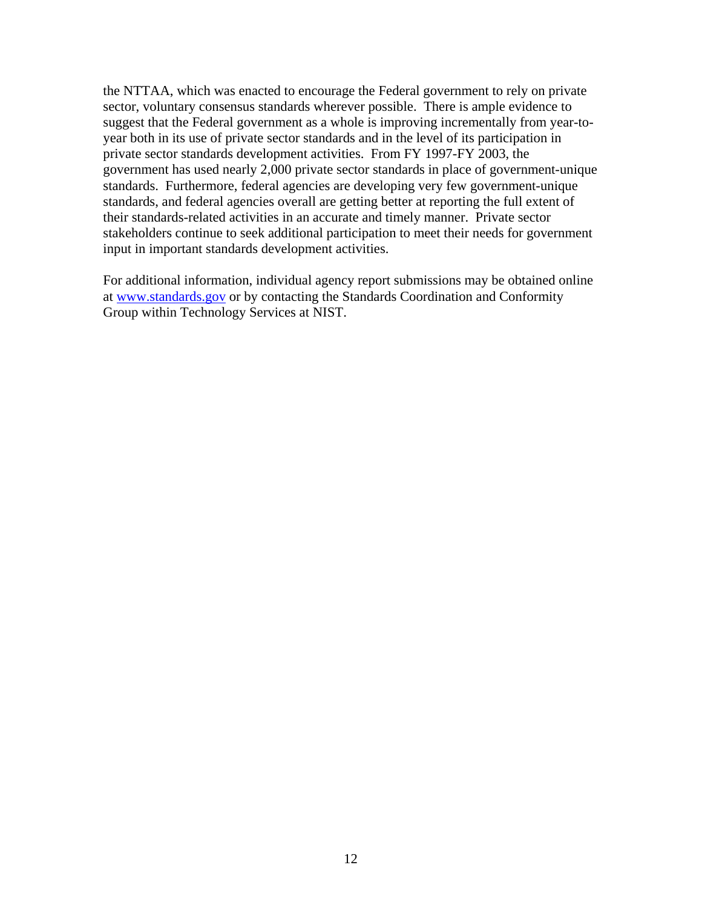the NTTAA, which was enacted to encourage the Federal government to rely on private sector, voluntary consensus standards wherever possible. There is ample evidence to suggest that the Federal government as a whole is improving incrementally from year-to-year both in its use of private sector standards and in the level of its participation in private sector standards development activities. From FY 1997-FY 2003, the government has used nearly 2,000 private sector standards in place of government-unique standards. Furthermore, federal agencies are developing very few government-unique standards, and federal agencies overall are getting better at reporting the full extent of their standards-related activities in an accurate and timely manner. Private sector stakeholders continue to seek additional participation to meet their needs for government input in important standards development activities.

For additional information, individual agency report submissions may be obtained online at [www.standards.gov](http://www.standards.gov) or by contacting the Standards Coordination and Conformity Group within Technology Services at NIST.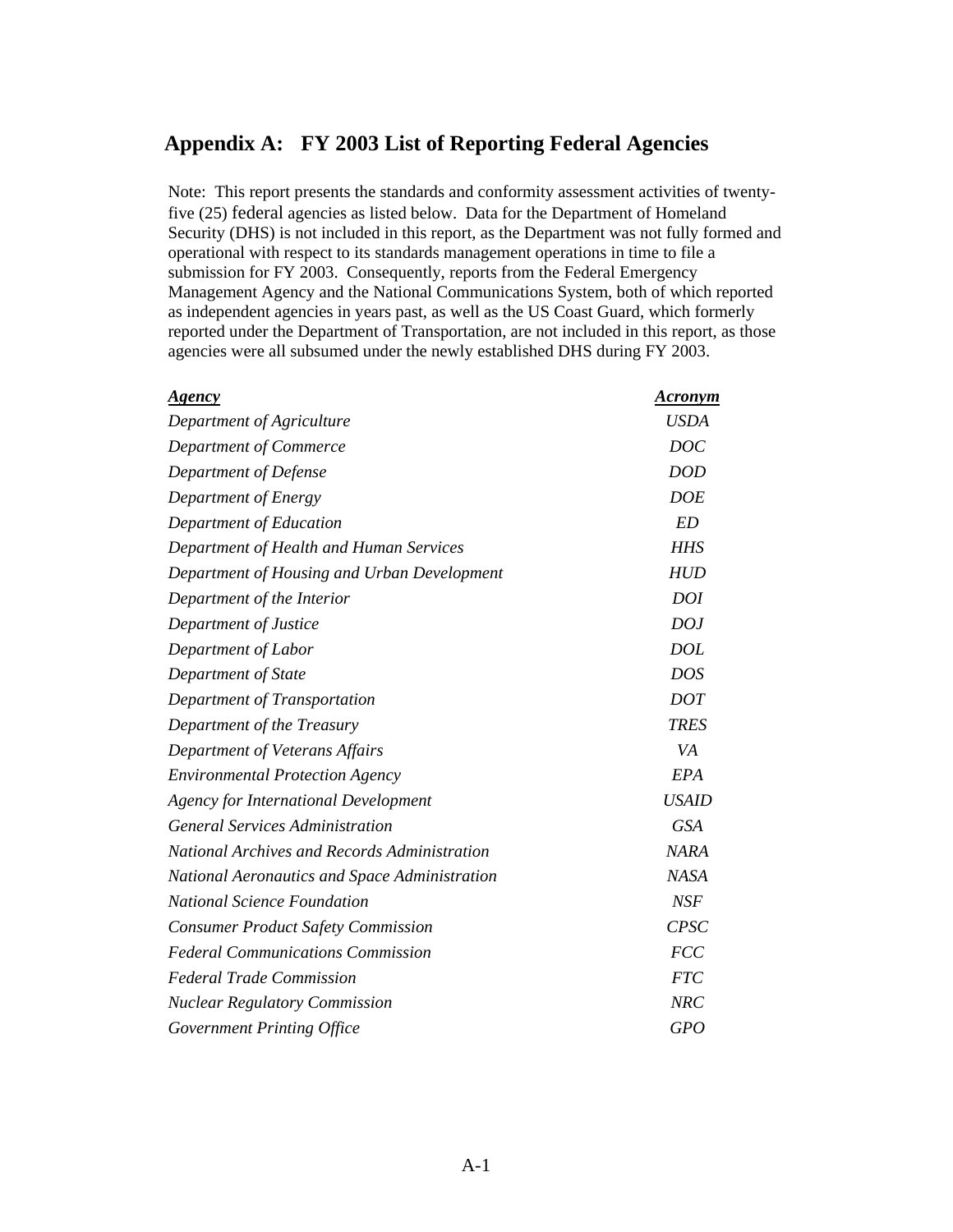## Appendix A: FY 2003 List of Reporting Federal Agencies

Note: This report presents the standards and conformity assessment activities of twenty-five (25) federal agencies as listed below. Data for the Department of Homeland Security (DHS) is not included in this report, as the Department was not fully formed and operational with respect to its standards management operations in time to file a submission for FY 2003. Consequently, reports from the Federal Emergency Management Agency and the National Communications System, both of which reported as independent agencies in years past, as well as the US Coast Guard, which formerly reported under the Department of Transportation, are not included in this report, as those agencies were all subsumed under the newly established DHS during FY 2003.

| ***Agency*** | ***Acronym*** |
|---|---|
| *Department of Agriculture* | *USDA* |
| *Department of Commerce* | *DOC* |
| *Department of Defense* | *DOD* |
| *Department of Energy* | *DOE* |
| *Department of Education* | *ED* |
| *Department of Health and Human Services* | *HHS* |
| *Department of Housing and Urban Development* | *HUD* |
| *Department of the Interior* | *DOI* |
| *Department of Justice* | *DOJ* |
| *Department of Labor* | *DOL* |
| *Department of State* | *DOS* |
| *Department of Transportation* | *DOT* |
| *Department of the Treasury* | *TRES* |
| *Department of Veterans Affairs* | *VA* |
| *Environmental Protection Agency* | *EPA* |
| *Agency for International Development* | *USAID* |
| *General Services Administration* | *GSA* |
| *National Archives and Records Administration* | *NARA* |
| *National Aeronautics and Space Administration* | *NASA* |
| *National Science Foundation* | *NSF* |
| *Consumer Product Safety Commission* | *CPSC* |
| *Federal Communications Commission* | *FCC* |
| *Federal Trade Commission* | *FTC* |
| *Nuclear Regulatory Commission* | *NRC* |
| *Government Printing Office* | *GPO* |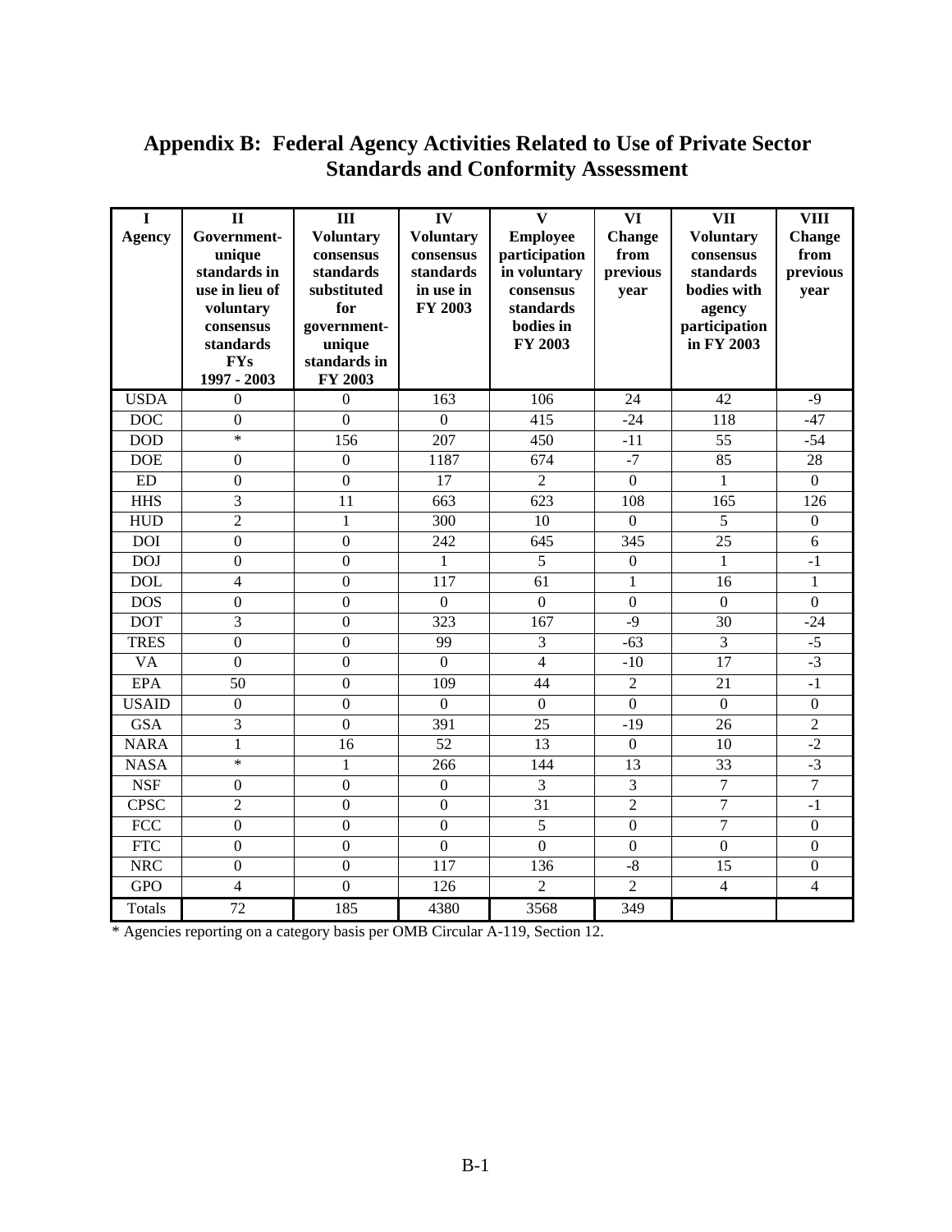# Appendix B: Federal Agency Activities Related to Use of Private Sector Standards and Conformity Assessment

| I<br>Agency | II<br>Government-unique standards in use in lieu of voluntary consensus standards FYs 1997 - 2003 | III<br>Voluntary consensus standards substituted for government-unique standards in FY 2003 | IV<br>Voluntary consensus standards in use in FY 2003 | V<br>Employee participation in voluntary consensus standards bodies in FY 2003 | VI<br>Change from previous year | VII<br>Voluntary consensus standards bodies with agency participation in FY 2003 | VIII<br>Change from previous year |
|---|---|---|---|---|---|---|---|
| USDA | 0 | 0 | 163 | 106 | 24 | 42 | -9 |
| DOC | 0 | 0 | 0 | 415 | -24 | 118 | -47 |
| DOD | * | 156 | 207 | 450 | -11 | 55 | -54 |
| DOE | 0 | 0 | 1187 | 674 | -7 | 85 | 28 |
| ED | 0 | 0 | 17 | 2 | 0 | 1 | 0 |
| HHS | 3 | 11 | 663 | 623 | 108 | 165 | 126 |
| HUD | 2 | 1 | 300 | 10 | 0 | 5 | 0 |
| DOI | 0 | 0 | 242 | 645 | 345 | 25 | 6 |
| DOJ | 0 | 0 | 1 | 5 | 0 | 1 | -1 |
| DOL | 4 | 0 | 117 | 61 | 1 | 16 | 1 |
| DOS | 0 | 0 | 0 | 0 | 0 | 0 | 0 |
| DOT | 3 | 0 | 323 | 167 | -9 | 30 | -24 |
| TRES | 0 | 0 | 99 | 3 | -63 | 3 | -5 |
| VA | 0 | 0 | 0 | 4 | -10 | 17 | -3 |
| EPA | 50 | 0 | 109 | 44 | 2 | 21 | -1 |
| USAID | 0 | 0 | 0 | 0 | 0 | 0 | 0 |
| GSA | 3 | 0 | 391 | 25 | -19 | 26 | 2 |
| NARA | 1 | 16 | 52 | 13 | 0 | 10 | -2 |
| NASA | * | 1 | 266 | 144 | 13 | 33 | -3 |
| NSF | 0 | 0 | 0 | 3 | 3 | 7 | 7 |
| CPSC | 2 | 0 | 0 | 31 | 2 | 7 | -1 |
| FCC | 0 | 0 | 0 | 5 | 0 | 7 | 0 |
| FTC | 0 | 0 | 0 | 0 | 0 | 0 | 0 |
| NRC | 0 | 0 | 117 | 136 | -8 | 15 | 0 |
| GPO | 4 | 0 | 126 | 2 | 2 | 4 | 4 |
| Totals | 72 | 185 | 4380 | 3568 | 349 | | |

* Agencies reporting on a category basis per OMB Circular A-119, Section 12.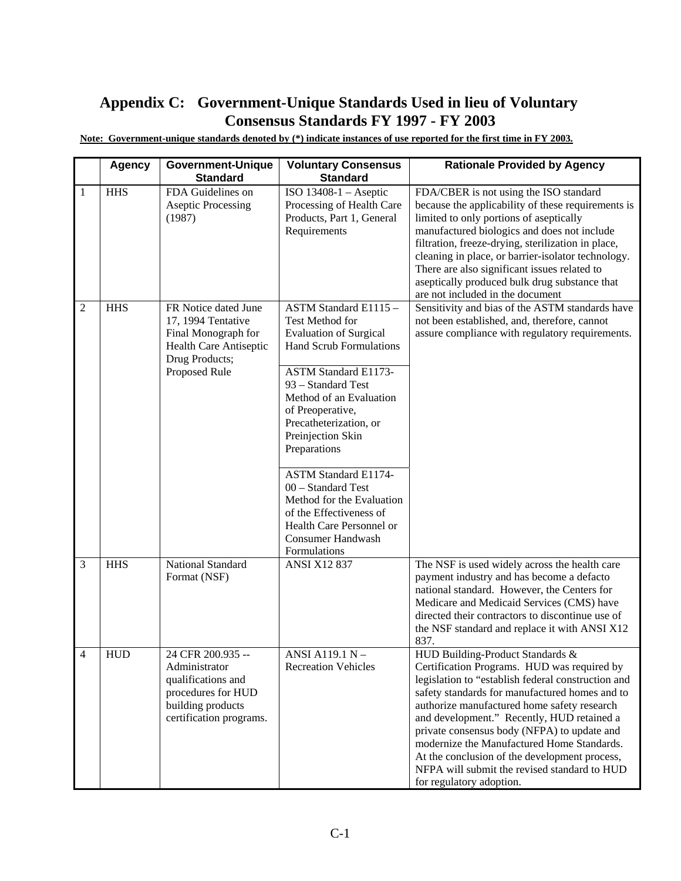# Appendix C: Government-Unique Standards Used in lieu of Voluntary Consensus Standards FY 1997 - FY 2003

**Note: Government-unique standards denoted by (*) indicate instances of use reported for the first time in FY 2003.**

| | Agency | Government-Unique Standard | Voluntary Consensus Standard | Rationale Provided by Agency |
|---|---|---|---|---|
| 1 | HHS | FDA Guidelines on Aseptic Processing (1987) | ISO 13408-1 – Aseptic Processing of Health Care Products, Part 1, General Requirements | FDA/CBER is not using the ISO standard because the applicability of these requirements is limited to only portions of aseptically manufactured biologics and does not include filtration, freeze-drying, sterilization in place, cleaning in place, or barrier-isolator technology. There are also significant issues related to aseptically produced bulk drug substance that are not included in the document |
| 2 | HHS | FR Notice dated June 17, 1994 Tentative Final Monograph for Health Care Antiseptic Drug Products; Proposed Rule | ASTM Standard E1115 – Test Method for Evaluation of Surgical Hand Scrub Formulations | Sensitivity and bias of the ASTM standards have not been established, and, therefore, cannot assure compliance with regulatory requirements. |
| | | | ASTM Standard E1173-93 – Standard Test Method of an Evaluation of Preoperative, Precatheterization, or Preinjection Skin Preparations | |
| | | | ASTM Standard E1174-00 – Standard Test Method for the Evaluation of the Effectiveness of Health Care Personnel or Consumer Handwash Formulations | |
| 3 | HHS | National Standard Format (NSF) | ANSI X12 837 | The NSF is used widely across the health care payment industry and has become a defacto national standard. However, the Centers for Medicare and Medicaid Services (CMS) have directed their contractors to discontinue use of the NSF standard and replace it with ANSI X12 837. |
| 4 | HUD | 24 CFR 200.935 -- Administrator qualifications and procedures for HUD building products certification programs. | ANSI A119.1 N – Recreation Vehicles | HUD Building-Product Standards & Certification Programs. HUD was required by legislation to "establish federal construction and safety standards for manufactured homes and to authorize manufactured home safety research and development." Recently, HUD retained a private consensus body (NFPA) to update and modernize the Manufactured Home Standards. At the conclusion of the development process, NFPA will submit the revised standard to HUD for regulatory adoption. |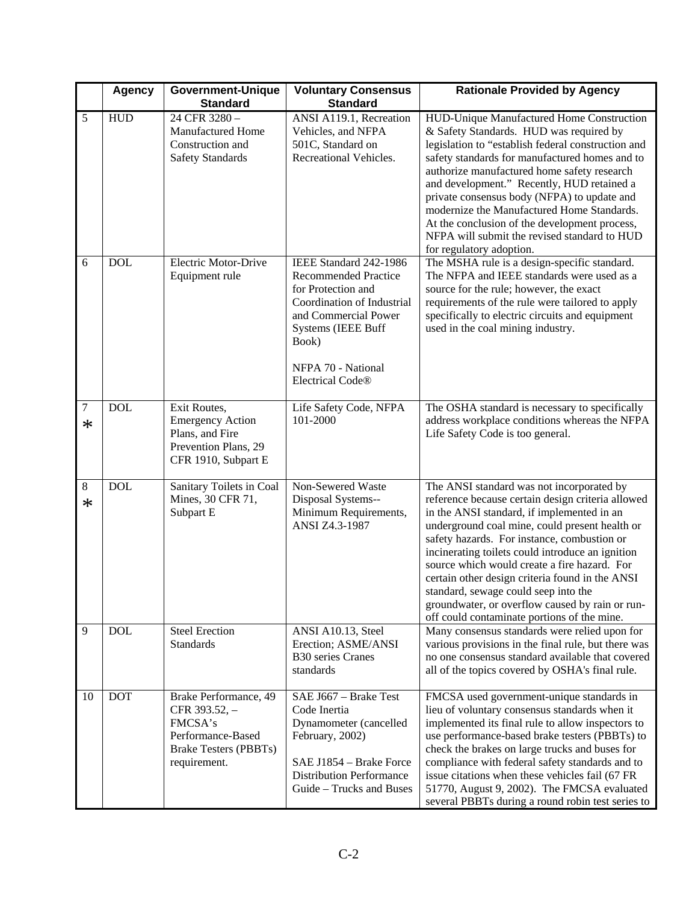| | Agency | Government-Unique Standard | Voluntary Consensus Standard | Rationale Provided by Agency |
|---|---|---|---|---|
| 5 | HUD | 24 CFR 3280 – Manufactured Home Construction and Safety Standards | ANSI A119.1, Recreation Vehicles, and NFPA 501C, Standard on Recreational Vehicles. | HUD-Unique Manufactured Home Construction & Safety Standards. HUD was required by legislation to "establish federal construction and safety standards for manufactured homes and to authorize manufactured home safety research and development." Recently, HUD retained a private consensus body (NFPA) to update and modernize the Manufactured Home Standards. At the conclusion of the development process, NFPA will submit the revised standard to HUD for regulatory adoption. |
| 6 | DOL | Electric Motor-Drive Equipment rule | IEEE Standard 242-1986 Recommended Practice for Protection and Coordination of Industrial and Commercial Power Systems (IEEE Buff Book)<br><br>NFPA 70 - National Electrical Code® | The MSHA rule is a design-specific standard. The NFPA and IEEE standards were used as a source for the rule; however, the exact requirements of the rule were tailored to apply specifically to electric circuits and equipment used in the coal mining industry. |
| 7 * | DOL | Exit Routes, Emergency Action Plans, and Fire Prevention Plans, 29 CFR 1910, Subpart E | Life Safety Code, NFPA 101-2000 | The OSHA standard is necessary to specifically address workplace conditions whereas the NFPA Life Safety Code is too general. |
| 8 * | DOL | Sanitary Toilets in Coal Mines, 30 CFR 71, Subpart E | Non-Sewered Waste Disposal Systems--Minimum Requirements, ANSI Z4.3-1987 | The ANSI standard was not incorporated by reference because certain design criteria allowed in the ANSI standard, if implemented in an underground coal mine, could present health or safety hazards. For instance, combustion or incinerating toilets could introduce an ignition source which would create a fire hazard. For certain other design criteria found in the ANSI standard, sewage could seep into the groundwater, or overflow caused by rain or run-off could contaminate portions of the mine. |
| 9 | DOL | Steel Erection Standards | ANSI A10.13, Steel Erection; ASME/ANSI B30 series Cranes standards | Many consensus standards were relied upon for various provisions in the final rule, but there was no one consensus standard available that covered all of the topics covered by OSHA's final rule. |
| 10 | DOT | Brake Performance, 49 CFR 393.52, – FMCSA's Performance-Based Brake Testers (PBBTs) requirement. | SAE J667 – Brake Test Code Inertia Dynamometer (cancelled February, 2002)<br><br>SAE J1854 – Brake Force Distribution Performance Guide – Trucks and Buses | FMCSA used government-unique standards in lieu of voluntary consensus standards when it implemented its final rule to allow inspectors to use performance-based brake testers (PBBTs) to check the brakes on large trucks and buses for compliance with federal safety standards and to issue citations when these vehicles fail (67 FR 51770, August 9, 2002). The FMCSA evaluated several PBBTs during a round robin test series to |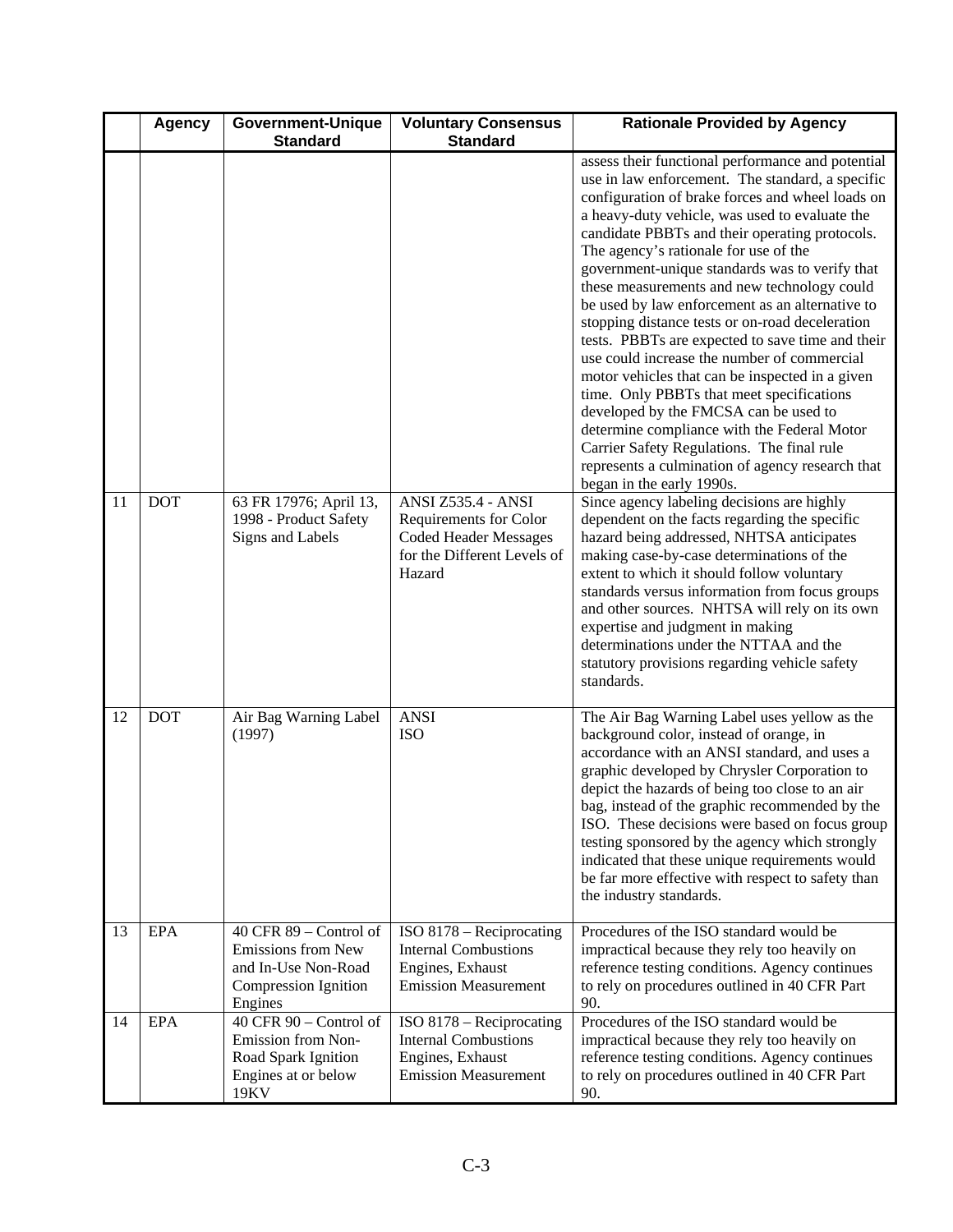| | Agency | Government-Unique Standard | Voluntary Consensus Standard | Rationale Provided by Agency |
|---|---|---|---|---|
| | | | | assess their functional performance and potential use in law enforcement. The standard, a specific configuration of brake forces and wheel loads on a heavy-duty vehicle, was used to evaluate the candidate PBBTs and their operating protocols. The agency's rationale for use of the government-unique standards was to verify that these measurements and new technology could be used by law enforcement as an alternative to stopping distance tests or on-road deceleration tests. PBBTs are expected to save time and their use could increase the number of commercial motor vehicles that can be inspected in a given time. Only PBBTs that meet specifications developed by the FMCSA can be used to determine compliance with the Federal Motor Carrier Safety Regulations. The final rule represents a culmination of agency research that began in the early 1990s. |
| 11 | DOT | 63 FR 17976; April 13, 1998 - Product Safety Signs and Labels | ANSI Z535.4 - ANSI Requirements for Color Coded Header Messages for the Different Levels of Hazard | Since agency labeling decisions are highly dependent on the facts regarding the specific hazard being addressed, NHTSA anticipates making case-by-case determinations of the extent to which it should follow voluntary standards versus information from focus groups and other sources. NHTSA will rely on its own expertise and judgment in making determinations under the NTTAA and the statutory provisions regarding vehicle safety standards. |
| 12 | DOT | Air Bag Warning Label (1997) | ANSI<br>ISO | The Air Bag Warning Label uses yellow as the background color, instead of orange, in accordance with an ANSI standard, and uses a graphic developed by Chrysler Corporation to depict the hazards of being too close to an air bag, instead of the graphic recommended by the ISO. These decisions were based on focus group testing sponsored by the agency which strongly indicated that these unique requirements would be far more effective with respect to safety than the industry standards. |
| 13 | EPA | 40 CFR 89 – Control of Emissions from New and In-Use Non-Road Compression Ignition Engines | ISO 8178 – Reciprocating Internal Combustions Engines, Exhaust Emission Measurement | Procedures of the ISO standard would be impractical because they rely too heavily on reference testing conditions. Agency continues to rely on procedures outlined in 40 CFR Part 90. |
| 14 | EPA | 40 CFR 90 – Control of Emission from Non-Road Spark Ignition Engines at or below 19KV | ISO 8178 – Reciprocating Internal Combustions Engines, Exhaust Emission Measurement | Procedures of the ISO standard would be impractical because they rely too heavily on reference testing conditions. Agency continues to rely on procedures outlined in 40 CFR Part 90. |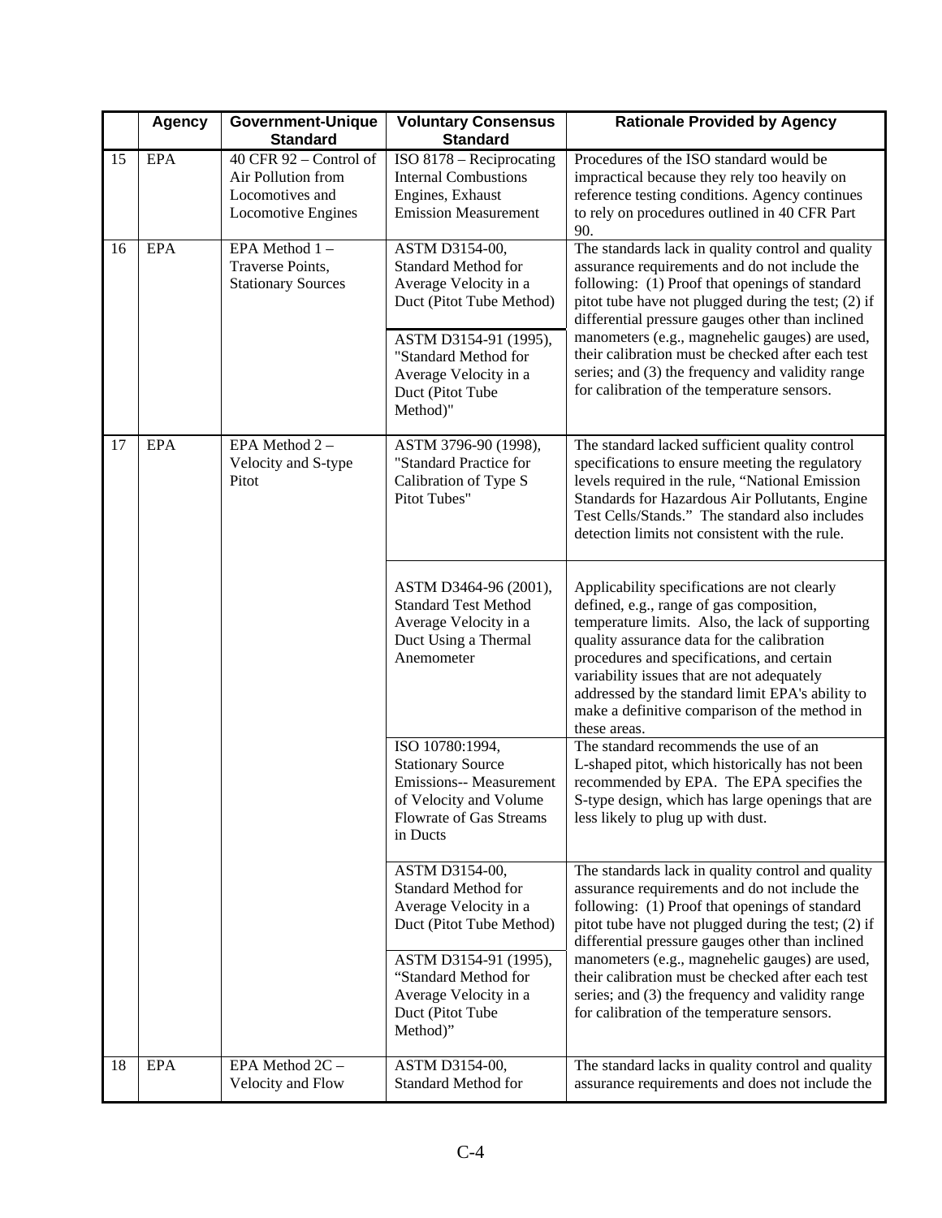| | Agency | Government-Unique Standard | Voluntary Consensus Standard | Rationale Provided by Agency |
|---|---|---|---|---|
| 15 | EPA | 40 CFR 92 – Control of Air Pollution from Locomotives and Locomotive Engines | ISO 8178 – Reciprocating Internal Combustions Engines, Exhaust Emission Measurement | Procedures of the ISO standard would be impractical because they rely too heavily on reference testing conditions. Agency continues to rely on procedures outlined in 40 CFR Part 90. |
| 16 | EPA | EPA Method 1 – Traverse Points, Stationary Sources | ASTM D3154-00, Standard Method for Average Velocity in a Duct (Pitot Tube Method) | The standards lack in quality control and quality assurance requirements and do not include the following: (1) Proof that openings of standard pitot tube have not plugged during the test; (2) if differential pressure gauges other than inclined manometers (e.g., magnehelic gauges) are used, their calibration must be checked after each test series; and (3) the frequency and validity range for calibration of the temperature sensors. |
| | | | ASTM D3154-91 (1995), "Standard Method for Average Velocity in a Duct (Pitot Tube Method)" | |
| 17 | EPA | EPA Method 2 – Velocity and S-type Pitot | ASTM 3796-90 (1998), "Standard Practice for Calibration of Type S Pitot Tubes" | The standard lacked sufficient quality control specifications to ensure meeting the regulatory levels required in the rule, "National Emission Standards for Hazardous Air Pollutants, Engine Test Cells/Stands." The standard also includes detection limits not consistent with the rule. |
| | | | ASTM D3464-96 (2001), Standard Test Method Average Velocity in a Duct Using a Thermal Anemometer | Applicability specifications are not clearly defined, e.g., range of gas composition, temperature limits. Also, the lack of supporting quality assurance data for the calibration procedures and specifications, and certain variability issues that are not adequately addressed by the standard limit EPA's ability to make a definitive comparison of the method in these areas. |
| | | | ISO 10780:1994, Stationary Source Emissions-- Measurement of Velocity and Volume Flowrate of Gas Streams in Ducts | The standard recommends the use of an L-shaped pitot, which historically has not been recommended by EPA. The EPA specifies the S-type design, which has large openings that are less likely to plug up with dust. |
| | | | ASTM D3154-00, Standard Method for Average Velocity in a Duct (Pitot Tube Method) | The standards lack in quality control and quality assurance requirements and do not include the following: (1) Proof that openings of standard pitot tube have not plugged during the test; (2) if differential pressure gauges other than inclined manometers (e.g., magnehelic gauges) are used, their calibration must be checked after each test series; and (3) the frequency and validity range for calibration of the temperature sensors. |
| | | | ASTM D3154-91 (1995), "Standard Method for Average Velocity in a Duct (Pitot Tube Method)" | |
| 18 | EPA | EPA Method 2C – Velocity and Flow | ASTM D3154-00, Standard Method for | The standard lacks in quality control and quality assurance requirements and does not include the |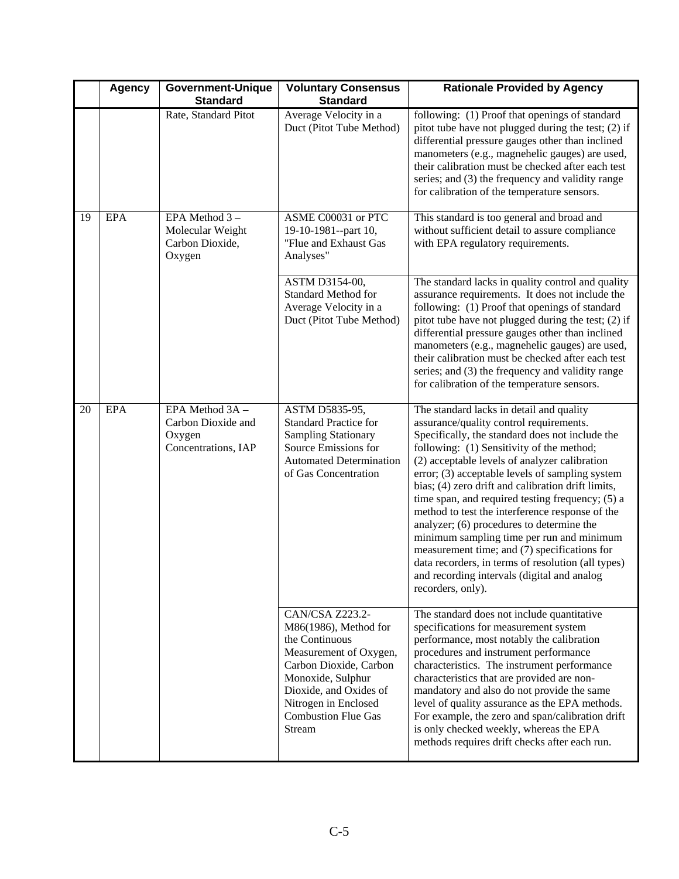| | Agency | Government-Unique Standard | Voluntary Consensus Standard | Rationale Provided by Agency |
|---|---|---|---|---|
| | | Rate, Standard Pitot | Average Velocity in a Duct (Pitot Tube Method) | following: (1) Proof that openings of standard pitot tube have not plugged during the test; (2) if differential pressure gauges other than inclined manometers (e.g., magnehelic gauges) are used, their calibration must be checked after each test series; and (3) the frequency and validity range for calibration of the temperature sensors. |
| 19 | EPA | EPA Method 3 – Molecular Weight Carbon Dioxide, Oxygen | ASME C00031 or PTC 19-10-1981--part 10, "Flue and Exhaust Gas Analyses" | This standard is too general and broad and without sufficient detail to assure compliance with EPA regulatory requirements. |
| | | | ASTM D3154-00, Standard Method for Average Velocity in a Duct (Pitot Tube Method) | The standard lacks in quality control and quality assurance requirements. It does not include the following: (1) Proof that openings of standard pitot tube have not plugged during the test; (2) if differential pressure gauges other than inclined manometers (e.g., magnehelic gauges) are used, their calibration must be checked after each test series; and (3) the frequency and validity range for calibration of the temperature sensors. |
| 20 | EPA | EPA Method 3A – Carbon Dioxide and Oxygen Concentrations, IAP | ASTM D5835-95, Standard Practice for Sampling Stationary Source Emissions for Automated Determination of Gas Concentration | The standard lacks in detail and quality assurance/quality control requirements. Specifically, the standard does not include the following: (1) Sensitivity of the method; (2) acceptable levels of analyzer calibration error; (3) acceptable levels of sampling system bias; (4) zero drift and calibration drift limits, time span, and required testing frequency; (5) a method to test the interference response of the analyzer; (6) procedures to determine the minimum sampling time per run and minimum measurement time; and (7) specifications for data recorders, in terms of resolution (all types) and recording intervals (digital and analog recorders, only). |
| | | | CAN/CSA Z223.2-M86(1986), Method for the Continuous Measurement of Oxygen, Carbon Dioxide, Carbon Monoxide, Sulphur Dioxide, and Oxides of Nitrogen in Enclosed Combustion Flue Gas Stream | The standard does not include quantitative specifications for measurement system performance, most notably the calibration procedures and instrument performance characteristics. The instrument performance characteristics that are provided are non-mandatory and also do not provide the same level of quality assurance as the EPA methods. For example, the zero and span/calibration drift is only checked weekly, whereas the EPA methods requires drift checks after each run. |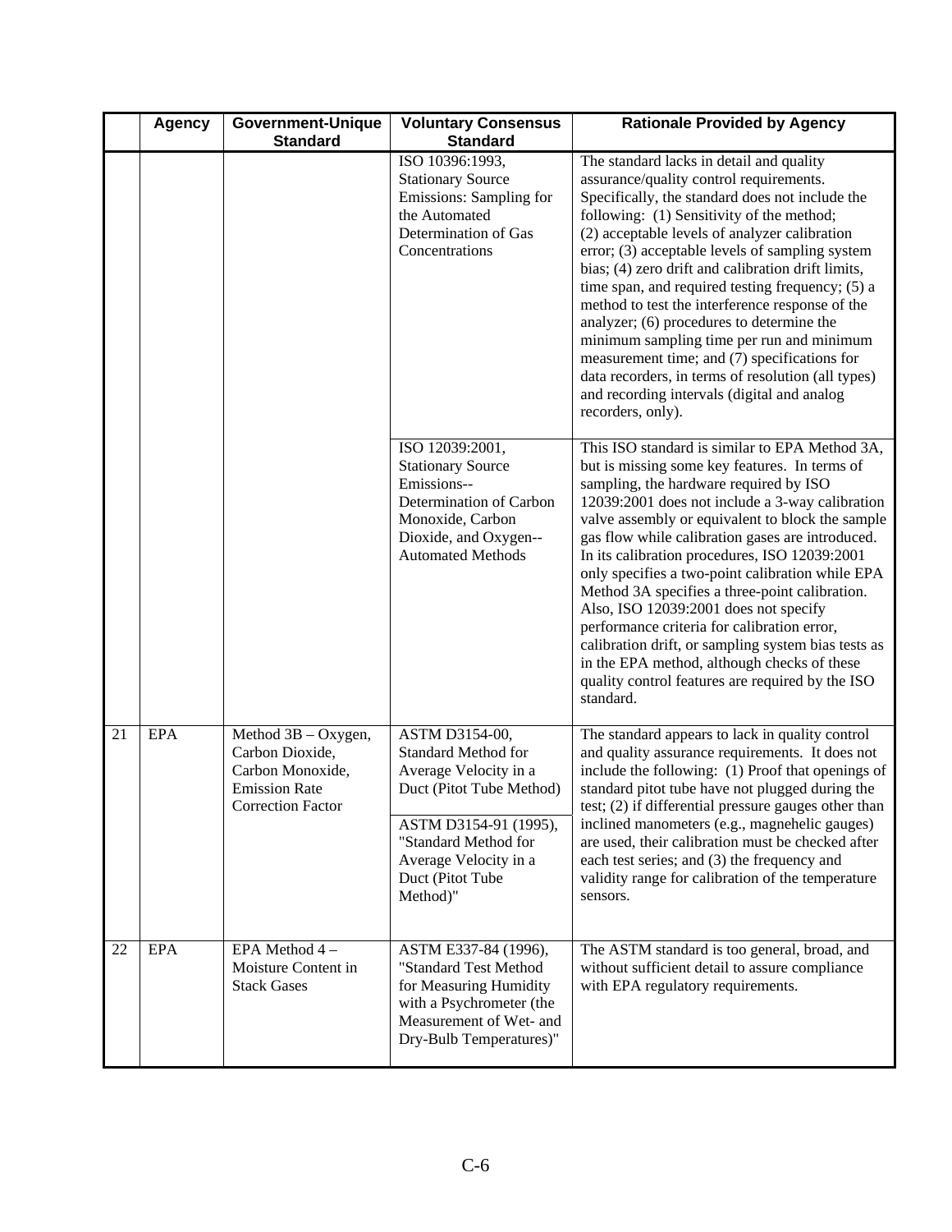| | Agency | Government-Unique Standard | Voluntary Consensus Standard | Rationale Provided by Agency |
|---|---|---|---|---|
| | | | ISO 10396:1993, Stationary Source Emissions: Sampling for the Automated Determination of Gas Concentrations | The standard lacks in detail and quality assurance/quality control requirements. Specifically, the standard does not include the following: (1) Sensitivity of the method; (2) acceptable levels of analyzer calibration error; (3) acceptable levels of sampling system bias; (4) zero drift and calibration drift limits, time span, and required testing frequency; (5) a method to test the interference response of the analyzer; (6) procedures to determine the minimum sampling time per run and minimum measurement time; and (7) specifications for data recorders, in terms of resolution (all types) and recording intervals (digital and analog recorders, only). |
| | | | ISO 12039:2001, Stationary Source Emissions--Determination of Carbon Monoxide, Carbon Dioxide, and Oxygen--Automated Methods | This ISO standard is similar to EPA Method 3A, but is missing some key features. In terms of sampling, the hardware required by ISO 12039:2001 does not include a 3-way calibration valve assembly or equivalent to block the sample gas flow while calibration gases are introduced. In its calibration procedures, ISO 12039:2001 only specifies a two-point calibration while EPA Method 3A specifies a three-point calibration. Also, ISO 12039:2001 does not specify performance criteria for calibration error, calibration drift, or sampling system bias tests as in the EPA method, although checks of these quality control features are required by the ISO standard. |
| 21 | EPA | Method 3B – Oxygen, Carbon Dioxide, Carbon Monoxide, Emission Rate Correction Factor | ASTM D3154-00, Standard Method for Average Velocity in a Duct (Pitot Tube Method)<br><br>ASTM D3154-91 (1995), "Standard Method for Average Velocity in a Duct (Pitot Tube Method)" | The standard appears to lack in quality control and quality assurance requirements. It does not include the following: (1) Proof that openings of standard pitot tube have not plugged during the test; (2) if differential pressure gauges other than inclined manometers (e.g., magnehelic gauges) are used, their calibration must be checked after each test series; and (3) the frequency and validity range for calibration of the temperature sensors. |
| 22 | EPA | EPA Method 4 – Moisture Content in Stack Gases | ASTM E337-84 (1996), "Standard Test Method for Measuring Humidity with a Psychrometer (the Measurement of Wet- and Dry-Bulb Temperatures)" | The ASTM standard is too general, broad, and without sufficient detail to assure compliance with EPA regulatory requirements. |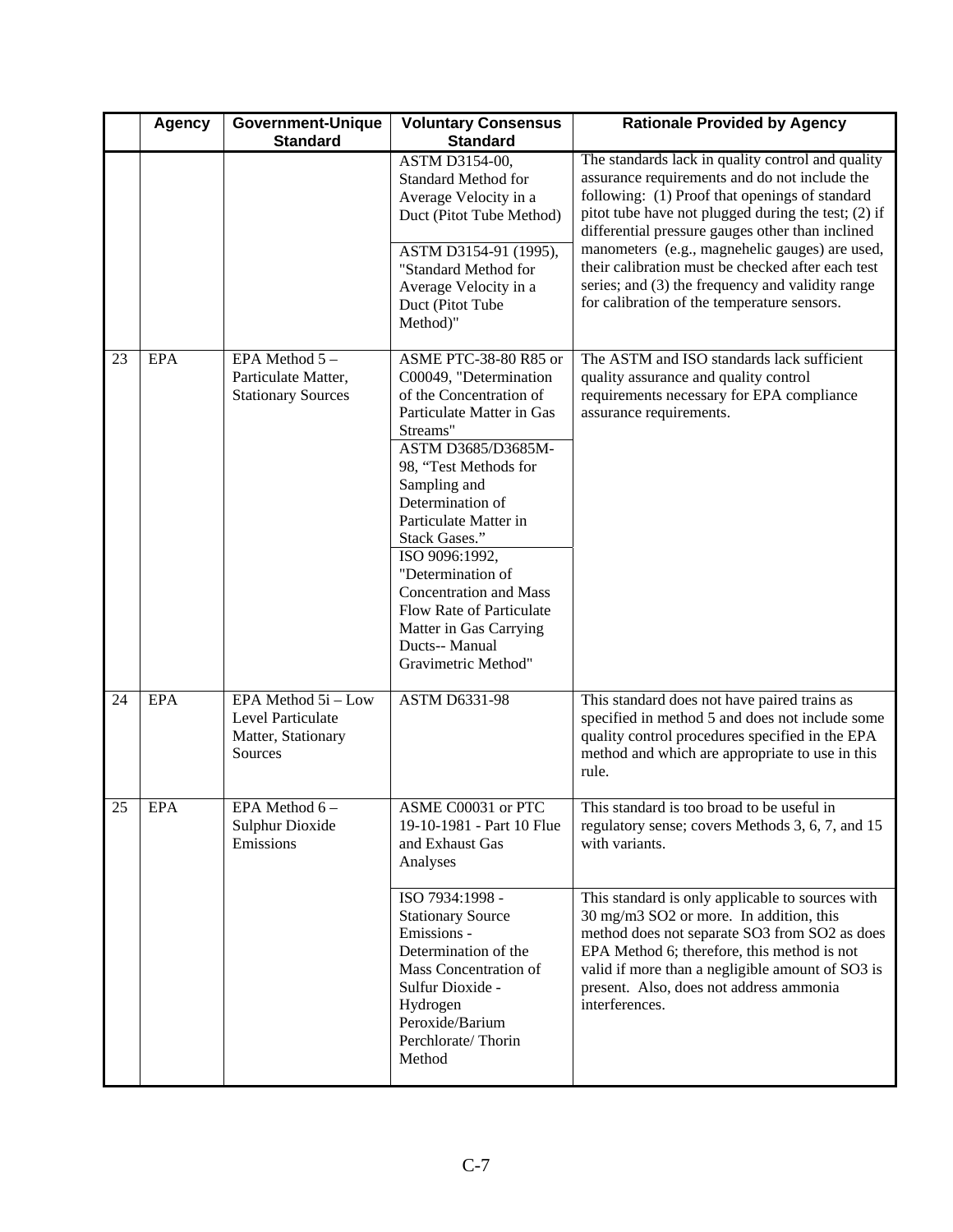| | Agency | Government-Unique Standard | Voluntary Consensus Standard | Rationale Provided by Agency |
|---|---|---|---|---|
| | | | ASTM D3154-00, Standard Method for Average Velocity in a Duct (Pitot Tube Method)<br><br>ASTM D3154-91 (1995), "Standard Method for Average Velocity in a Duct (Pitot Tube Method)" | The standards lack in quality control and quality assurance requirements and do not include the following: (1) Proof that openings of standard pitot tube have not plugged during the test; (2) if differential pressure gauges other than inclined manometers (e.g., magnehelic gauges) are used, their calibration must be checked after each test series; and (3) the frequency and validity range for calibration of the temperature sensors. |
| 23 | EPA | EPA Method 5 – Particulate Matter, Stationary Sources | ASME PTC-38-80 R85 or C00049, "Determination of the Concentration of Particulate Matter in Gas Streams"<br>ASTM D3685/D3685M-98, "Test Methods for Sampling and Determination of Particulate Matter in Stack Gases."<br>ISO 9096:1992, "Determination of Concentration and Mass Flow Rate of Particulate Matter in Gas Carrying Ducts-- Manual Gravimetric Method" | The ASTM and ISO standards lack sufficient quality assurance and quality control requirements necessary for EPA compliance assurance requirements. |
| 24 | EPA | EPA Method 5i – Low Level Particulate Matter, Stationary Sources | ASTM D6331-98 | This standard does not have paired trains as specified in method 5 and does not include some quality control procedures specified in the EPA method and which are appropriate to use in this rule. |
| 25 | EPA | EPA Method 6 – Sulphur Dioxide Emissions | ASME C00031 or PTC 19-10-1981 - Part 10 Flue and Exhaust Gas Analyses | This standard is too broad to be useful in regulatory sense; covers Methods 3, 6, 7, and 15 with variants. |
| | | | ISO 7934:1998 - Stationary Source Emissions - Determination of the Mass Concentration of Sulfur Dioxide - Hydrogen Peroxide/Barium Perchlorate/ Thorin Method | This standard is only applicable to sources with 30 mg/m3 SO2 or more. In addition, this method does not separate SO3 from SO2 as does EPA Method 6; therefore, this method is not valid if more than a negligible amount of SO3 is present. Also, does not address ammonia interferences. |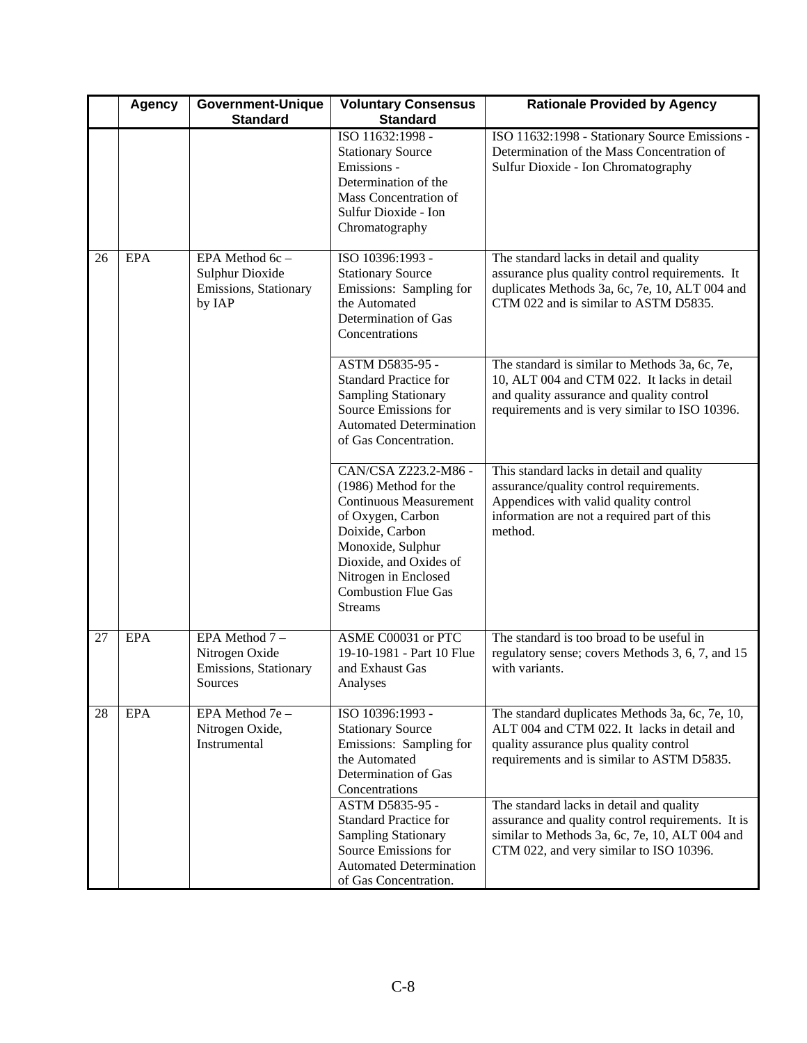| | Agency | Government-Unique Standard | Voluntary Consensus Standard | Rationale Provided by Agency |
|---|---|---|---|---|
| | | | ISO 11632:1998 - Stationary Source Emissions - Determination of the Mass Concentration of Sulfur Dioxide - Ion Chromatography | ISO 11632:1998 - Stationary Source Emissions - Determination of the Mass Concentration of Sulfur Dioxide - Ion Chromatography |
| 26 | EPA | EPA Method 6c – Sulphur Dioxide Emissions, Stationary by IAP | ISO 10396:1993 - Stationary Source Emissions: Sampling for the Automated Determination of Gas Concentrations | The standard lacks in detail and quality assurance plus quality control requirements. It duplicates Methods 3a, 6c, 7e, 10, ALT 004 and CTM 022 and is similar to ASTM D5835. |
| | | | ASTM D5835-95 - Standard Practice for Sampling Stationary Source Emissions for Automated Determination of Gas Concentration. | The standard is similar to Methods 3a, 6c, 7e, 10, ALT 004 and CTM 022. It lacks in detail and quality assurance and quality control requirements and is very similar to ISO 10396. |
| | | | CAN/CSA Z223.2-M86 - (1986) Method for the Continuous Measurement of Oxygen, Carbon Doixide, Carbon Monoxide, Sulphur Dioxide, and Oxides of Nitrogen in Enclosed Combustion Flue Gas Streams | This standard lacks in detail and quality assurance/quality control requirements. Appendices with valid quality control information are not a required part of this method. |
| 27 | EPA | EPA Method 7 – Nitrogen Oxide Emissions, Stationary Sources | ASME C00031 or PTC 19-10-1981 - Part 10 Flue and Exhaust Gas Analyses | The standard is too broad to be useful in regulatory sense; covers Methods 3, 6, 7, and 15 with variants. |
| 28 | EPA | EPA Method 7e – Nitrogen Oxide, Instrumental | ISO 10396:1993 - Stationary Source Emissions: Sampling for the Automated Determination of Gas Concentrations | The standard duplicates Methods 3a, 6c, 7e, 10, ALT 004 and CTM 022. It lacks in detail and quality assurance plus quality control requirements and is similar to ASTM D5835. |
| | | | ASTM D5835-95 - Standard Practice for Sampling Stationary Source Emissions for Automated Determination of Gas Concentration. | The standard lacks in detail and quality assurance and quality control requirements. It is similar to Methods 3a, 6c, 7e, 10, ALT 004 and CTM 022, and very similar to ISO 10396. |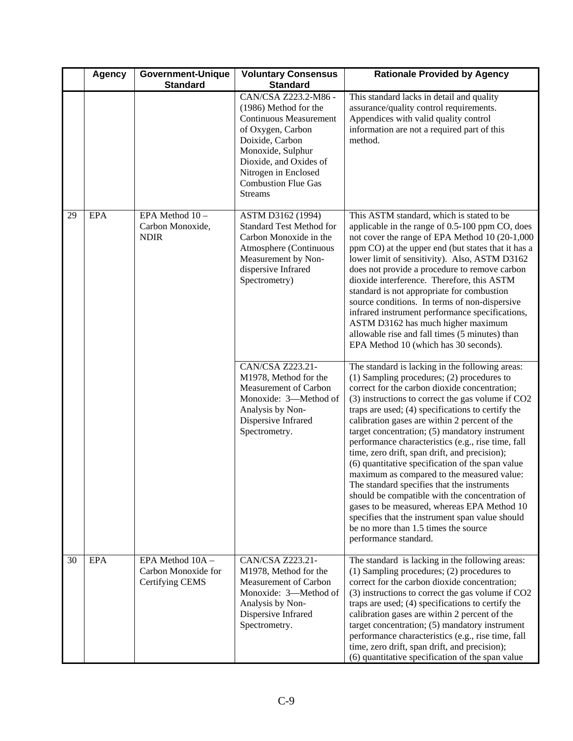| | Agency | Government-Unique Standard | Voluntary Consensus Standard | Rationale Provided by Agency |
|---|---|---|---|---|
| | | | CAN/CSA Z223.2-M86 - (1986) Method for the Continuous Measurement of Oxygen, Carbon Doixide, Carbon Monoxide, Sulphur Dioxide, and Oxides of Nitrogen in Enclosed Combustion Flue Gas Streams | This standard lacks in detail and quality assurance/quality control requirements. Appendices with valid quality control information are not a required part of this method. |
| 29 | EPA | EPA Method 10 – Carbon Monoxide, NDIR | ASTM D3162 (1994) Standard Test Method for Carbon Monoxide in the Atmosphere (Continuous Measurement by Non-dispersive Infrared Spectrometry) | This ASTM standard, which is stated to be applicable in the range of 0.5-100 ppm CO, does not cover the range of EPA Method 10 (20-1,000 ppm CO) at the upper end (but states that it has a lower limit of sensitivity). Also, ASTM D3162 does not provide a procedure to remove carbon dioxide interference. Therefore, this ASTM standard is not appropriate for combustion source conditions. In terms of non-dispersive infrared instrument performance specifications, ASTM D3162 has much higher maximum allowable rise and fall times (5 minutes) than EPA Method 10 (which has 30 seconds). |
| | | | CAN/CSA Z223.21-M1978, Method for the Measurement of Carbon Monoxide: 3—Method of Analysis by Non-Dispersive Infrared Spectrometry. | The standard is lacking in the following areas: (1) Sampling procedures; (2) procedures to correct for the carbon dioxide concentration; (3) instructions to correct the gas volume if $CO_2$ traps are used; (4) specifications to certify the calibration gases are within 2 percent of the target concentration; (5) mandatory instrument performance characteristics (e.g., rise time, fall time, zero drift, span drift, and precision); (6) quantitative specification of the span value maximum as compared to the measured value: The standard specifies that the instruments should be compatible with the concentration of gases to be measured, whereas EPA Method 10 specifies that the instrument span value should be no more than 1.5 times the source performance standard. |
| 30 | EPA | EPA Method 10A – Carbon Monoxide for Certifying CEMS | CAN/CSA Z223.21-M1978, Method for the Measurement of Carbon Monoxide: 3—Method of Analysis by Non-Dispersive Infrared Spectrometry. | The standard is lacking in the following areas: (1) Sampling procedures; (2) procedures to correct for the carbon dioxide concentration; (3) instructions to correct the gas volume if $CO_2$ traps are used; (4) specifications to certify the calibration gases are within 2 percent of the target concentration; (5) mandatory instrument performance characteristics (e.g., rise time, fall time, zero drift, span drift, and precision); (6) quantitative specification of the span value |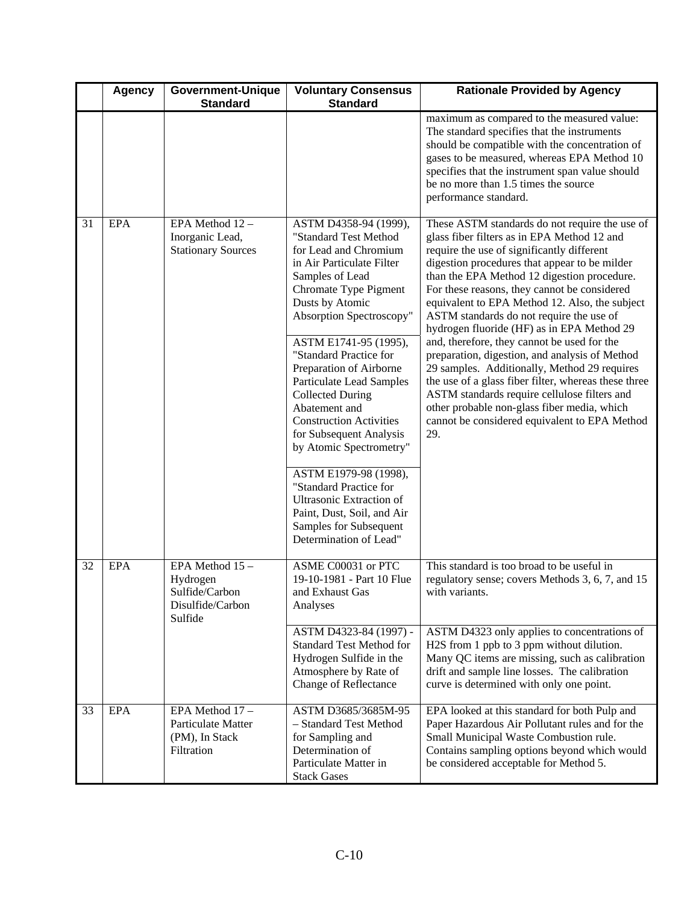| | Agency | Government-Unique Standard | Voluntary Consensus Standard | Rationale Provided by Agency |
|---|---|---|---|---|
| | | | | maximum as compared to the measured value: The standard specifies that the instruments should be compatible with the concentration of gases to be measured, whereas EPA Method 10 specifies that the instrument span value should be no more than 1.5 times the source performance standard. |
| 31 | EPA | EPA Method 12 – Inorganic Lead, Stationary Sources | ASTM D4358-94 (1999), "Standard Test Method for Lead and Chromium in Air Particulate Filter Samples of Lead Chromate Type Pigment Dusts by Atomic Absorption Spectroscopy"<br><br>ASTM E1741-95 (1995), "Standard Practice for Preparation of Airborne Particulate Lead Samples Collected During Abatement and Construction Activities for Subsequent Analysis by Atomic Spectrometry"<br><br>ASTM E1979-98 (1998), "Standard Practice for Ultrasonic Extraction of Paint, Dust, Soil, and Air Samples for Subsequent Determination of Lead" | These ASTM standards do not require the use of glass fiber filters as in EPA Method 12 and require the use of significantly different digestion procedures that appear to be milder than the EPA Method 12 digestion procedure. For these reasons, they cannot be considered equivalent to EPA Method 12. Also, the subject ASTM standards do not require the use of hydrogen fluoride (HF) as in EPA Method 29 and, therefore, they cannot be used for the preparation, digestion, and analysis of Method 29 samples. Additionally, Method 29 requires the use of a glass fiber filter, whereas these three ASTM standards require cellulose filters and other probable non-glass fiber media, which cannot be considered equivalent to EPA Method 29. |
| 32 | EPA | EPA Method 15 – Hydrogen Sulfide/Carbon Disulfide/Carbon Sulfide | ASME C00031 or PTC 19-10-1981 - Part 10 Flue and Exhaust Gas Analyses | This standard is too broad to be useful in regulatory sense; covers Methods 3, 6, 7, and 15 with variants. |
| | | | ASTM D4323-84 (1997) - Standard Test Method for Hydrogen Sulfide in the Atmosphere by Rate of Change of Reflectance | ASTM D4323 only applies to concentrations of $H_2S$ from 1 ppb to 3 ppm without dilution. Many QC items are missing, such as calibration drift and sample line losses. The calibration curve is determined with only one point. |
| 33 | EPA | EPA Method 17 – Particulate Matter (PM), In Stack Filtration | ASTM D3685/3685M-95 – Standard Test Method for Sampling and Determination of Particulate Matter in Stack Gases | EPA looked at this standard for both Pulp and Paper Hazardous Air Pollutant rules and for the Small Municipal Waste Combustion rule. Contains sampling options beyond which would be considered acceptable for Method 5. |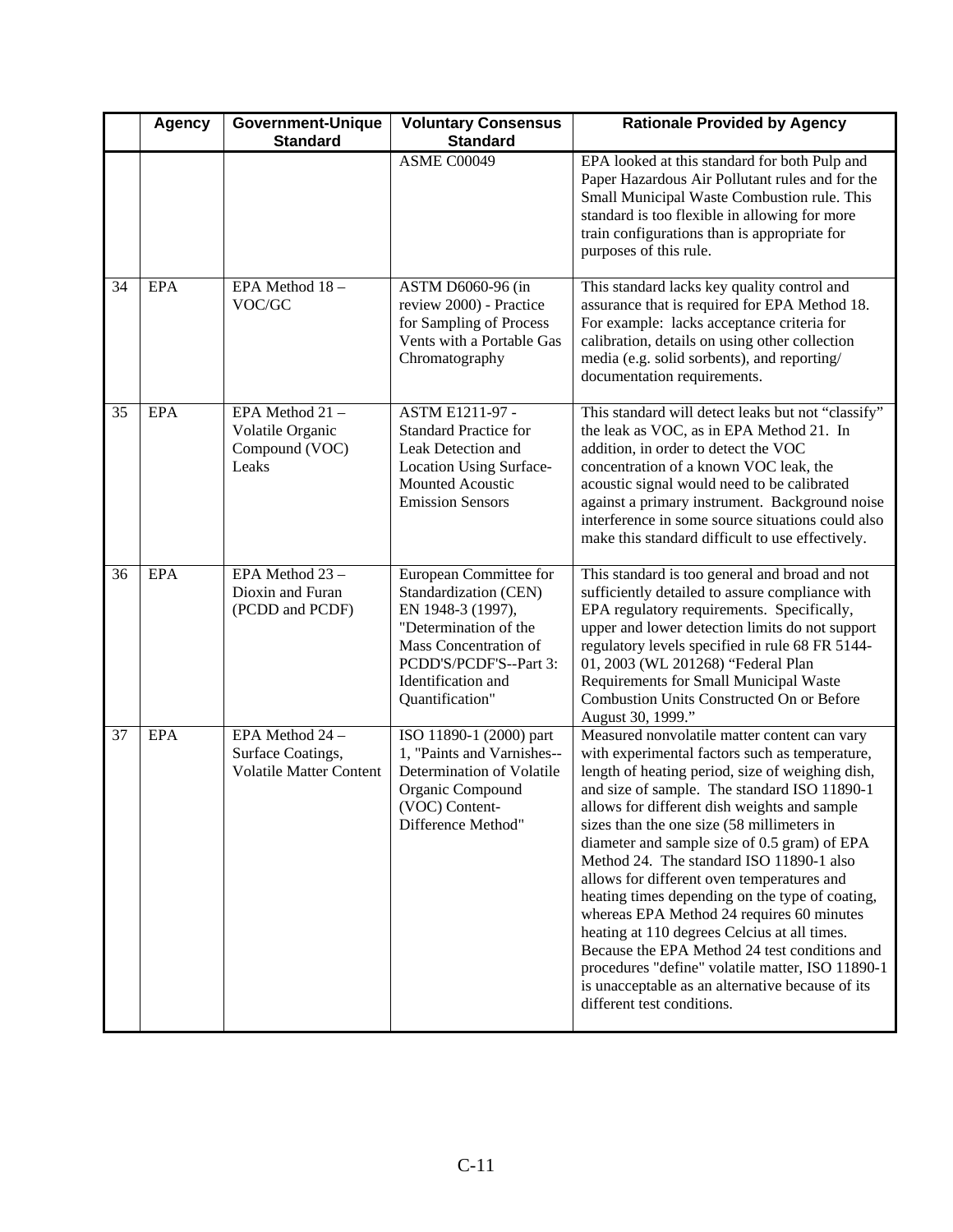| | Agency | Government-Unique Standard | Voluntary Consensus Standard | Rationale Provided by Agency |
|---|---|---|---|---|
| | | | ASME C00049 | EPA looked at this standard for both Pulp and Paper Hazardous Air Pollutant rules and for the Small Municipal Waste Combustion rule. This standard is too flexible in allowing for more train configurations than is appropriate for purposes of this rule. |
| 34 | EPA | EPA Method 18 – VOC/GC | ASTM D6060-96 (in review 2000) - Practice for Sampling of Process Vents with a Portable Gas Chromatography | This standard lacks key quality control and assurance that is required for EPA Method 18. For example: lacks acceptance criteria for calibration, details on using other collection media (e.g. solid sorbents), and reporting/ documentation requirements. |
| 35 | EPA | EPA Method 21 – Volatile Organic Compound (VOC) Leaks | ASTM E1211-97 - Standard Practice for Leak Detection and Location Using Surface-Mounted Acoustic Emission Sensors | This standard will detect leaks but not "classify" the leak as VOC, as in EPA Method 21. In addition, in order to detect the VOC concentration of a known VOC leak, the acoustic signal would need to be calibrated against a primary instrument. Background noise interference in some source situations could also make this standard difficult to use effectively. |
| 36 | EPA | EPA Method 23 – Dioxin and Furan (PCDD and PCDF) | European Committee for Standardization (CEN) EN 1948-3 (1997), "Determination of the Mass Concentration of PCDD'S/PCDF'S--Part 3: Identification and Quantification" | This standard is too general and broad and not sufficiently detailed to assure compliance with EPA regulatory requirements. Specifically, upper and lower detection limits do not support regulatory levels specified in rule 68 FR 5144-01, 2003 (WL 201268) "Federal Plan Requirements for Small Municipal Waste Combustion Units Constructed On or Before August 30, 1999." |
| 37 | EPA | EPA Method 24 – Surface Coatings, Volatile Matter Content | ISO 11890-1 (2000) part 1, "Paints and Varnishes--Determination of Volatile Organic Compound (VOC) Content-Difference Method" | Measured nonvolatile matter content can vary with experimental factors such as temperature, length of heating period, size of weighing dish, and size of sample. The standard ISO 11890-1 allows for different dish weights and sample sizes than the one size (58 millimeters in diameter and sample size of 0.5 gram) of EPA Method 24. The standard ISO 11890-1 also allows for different oven temperatures and heating times depending on the type of coating, whereas EPA Method 24 requires 60 minutes heating at 110 degrees Celcius at all times. Because the EPA Method 24 test conditions and procedures "define" volatile matter, ISO 11890-1 is unacceptable as an alternative because of its different test conditions. |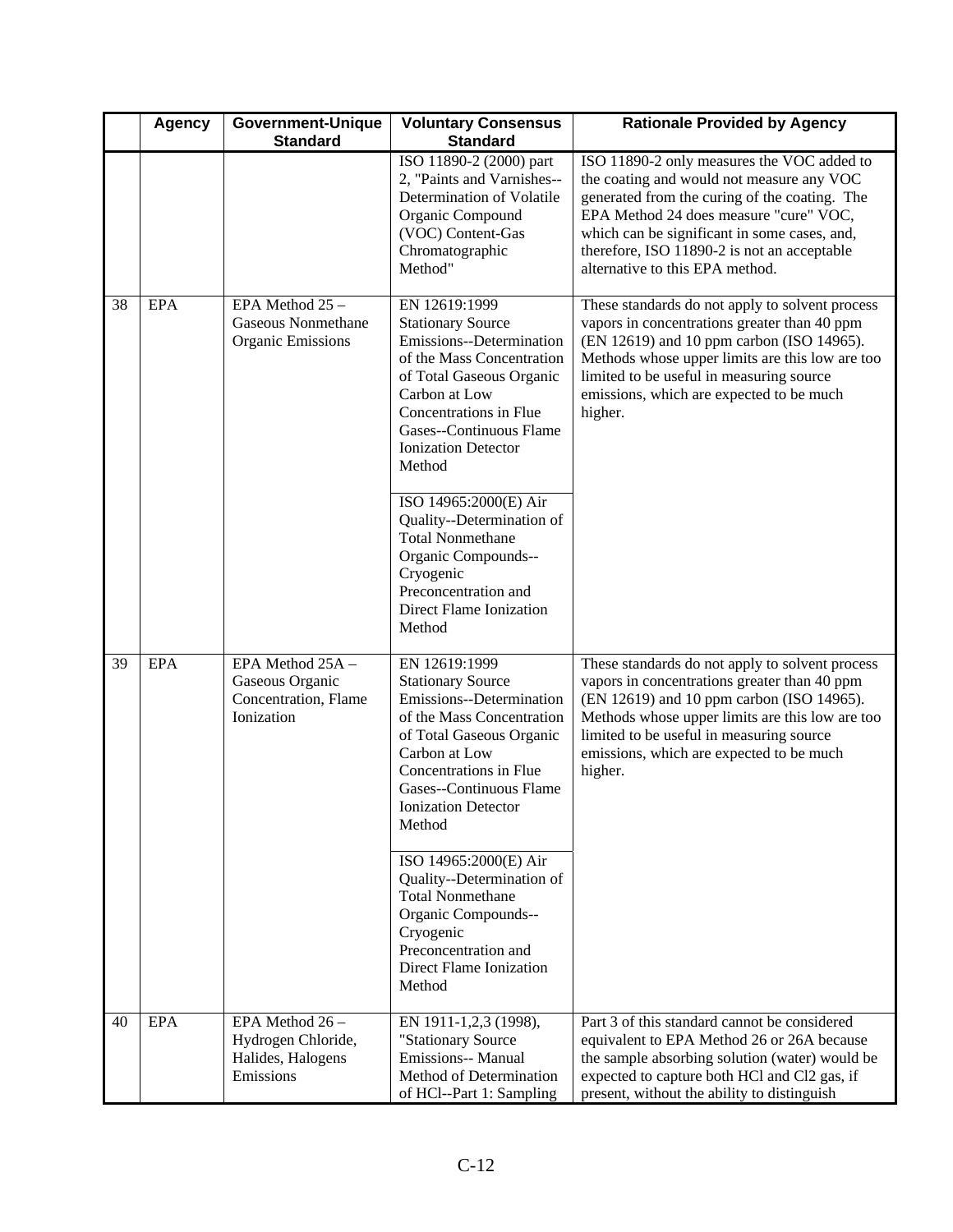| | Agency | Government-Unique Standard | Voluntary Consensus Standard | Rationale Provided by Agency |
|---|---|---|---|---|
| | | | ISO 11890-2 (2000) part 2, "Paints and Varnishes--Determination of Volatile Organic Compound (VOC) Content-Gas Chromatographic Method" | ISO 11890-2 only measures the VOC added to the coating and would not measure any VOC generated from the curing of the coating. The EPA Method 24 does measure "cure" VOC, which can be significant in some cases, and, therefore, ISO 11890-2 is not an acceptable alternative to this EPA method. |
| 38 | EPA | EPA Method 25 – Gaseous Nonmethane Organic Emissions | EN 12619:1999 Stationary Source Emissions--Determination of the Mass Concentration of Total Gaseous Organic Carbon at Low Concentrations in Flue Gases--Continuous Flame Ionization Detector Method<br><br>ISO 14965:2000(E) Air Quality--Determination of Total Nonmethane Organic Compounds--Cryogenic Preconcentration and Direct Flame Ionization Method | These standards do not apply to solvent process vapors in concentrations greater than 40 ppm (EN 12619) and 10 ppm carbon (ISO 14965). Methods whose upper limits are this low are too limited to be useful in measuring source emissions, which are expected to be much higher. |
| 39 | EPA | EPA Method 25A – Gaseous Organic Concentration, Flame Ionization | EN 12619:1999 Stationary Source Emissions--Determination of the Mass Concentration of Total Gaseous Organic Carbon at Low Concentrations in Flue Gases--Continuous Flame Ionization Detector Method<br><br>ISO 14965:2000(E) Air Quality--Determination of Total Nonmethane Organic Compounds--Cryogenic Preconcentration and Direct Flame Ionization Method | These standards do not apply to solvent process vapors in concentrations greater than 40 ppm (EN 12619) and 10 ppm carbon (ISO 14965). Methods whose upper limits are this low are too limited to be useful in measuring source emissions, which are expected to be much higher. |
| 40 | EPA | EPA Method 26 – Hydrogen Chloride, Halides, Halogens Emissions | EN 1911-1,2,3 (1998), "Stationary Source Emissions-- Manual Method of Determination of HCl--Part 1: Sampling | Part 3 of this standard cannot be considered equivalent to EPA Method 26 or 26A because the sample absorbing solution (water) would be expected to capture both HCl and Cl2 gas, if present, without the ability to distinguish |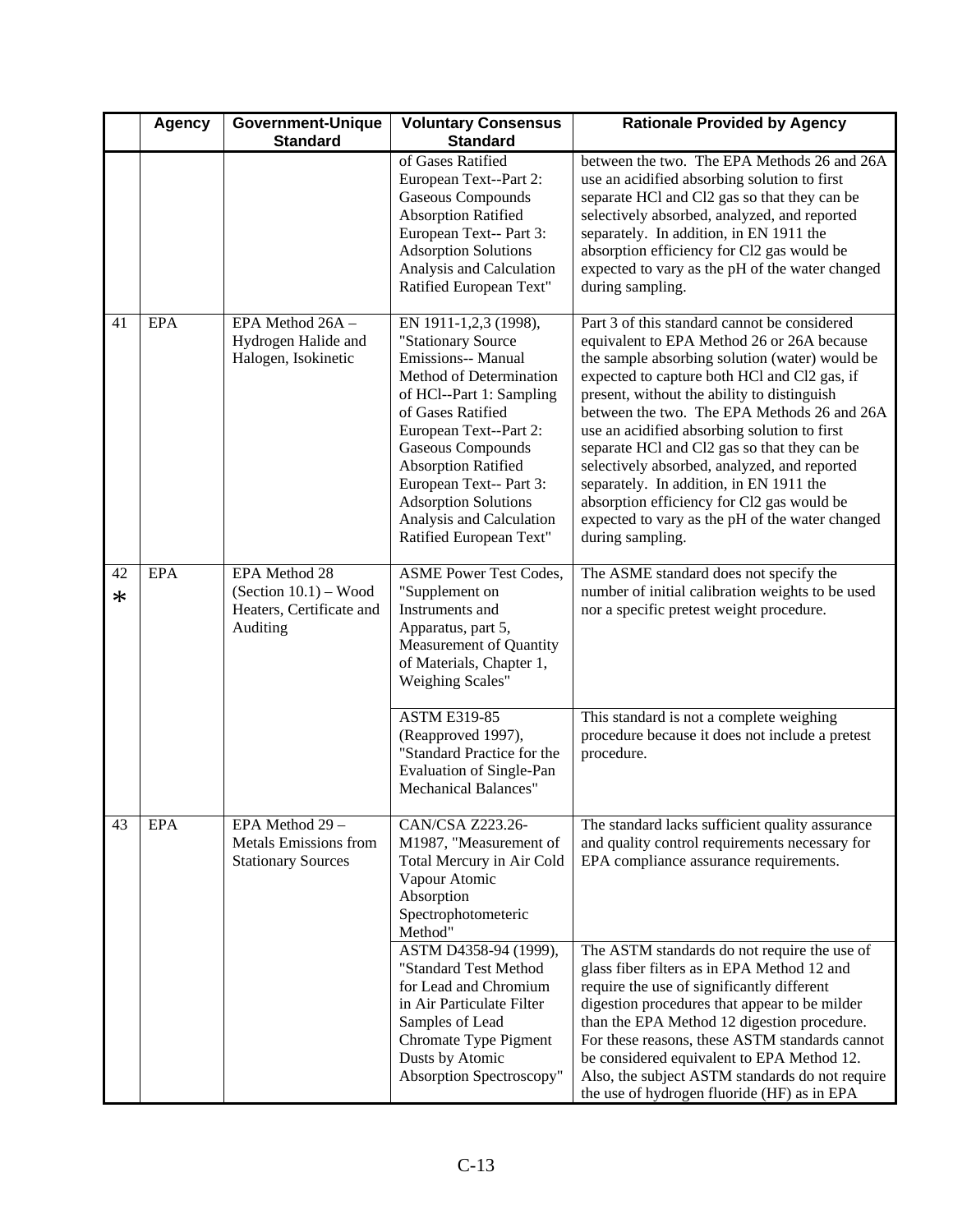| | Agency | Government-Unique Standard | Voluntary Consensus Standard | Rationale Provided by Agency |
|---|---|---|---|---|
| | | | of Gases Ratified European Text--Part 2: Gaseous Compounds Absorption Ratified European Text-- Part 3: Adsorption Solutions Analysis and Calculation Ratified European Text" | between the two. The EPA Methods 26 and 26A use an acidified absorbing solution to first separate HCl and Cl2 gas so that they can be selectively absorbed, analyzed, and reported separately. In addition, in EN 1911 the absorption efficiency for Cl2 gas would be expected to vary as the pH of the water changed during sampling. |
| 41 | EPA | EPA Method 26A – Hydrogen Halide and Halogen, Isokinetic | EN 1911-1,2,3 (1998), "Stationary Source Emissions-- Manual Method of Determination of HCl--Part 1: Sampling of Gases Ratified European Text--Part 2: Gaseous Compounds Absorption Ratified European Text-- Part 3: Adsorption Solutions Analysis and Calculation Ratified European Text" | Part 3 of this standard cannot be considered equivalent to EPA Method 26 or 26A because the sample absorbing solution (water) would be expected to capture both HCl and Cl2 gas, if present, without the ability to distinguish between the two. The EPA Methods 26 and 26A use an acidified absorbing solution to first separate HCl and Cl2 gas so that they can be selectively absorbed, analyzed, and reported separately. In addition, in EN 1911 the absorption efficiency for Cl2 gas would be expected to vary as the pH of the water changed during sampling. |
| 42 * | EPA | EPA Method 28 (Section 10.1) – Wood Heaters, Certificate and Auditing | ASME Power Test Codes, "Supplement on Instruments and Apparatus, part 5, Measurement of Quantity of Materials, Chapter 1, Weighing Scales" | The ASME standard does not specify the number of initial calibration weights to be used nor a specific pretest weight procedure. |
| | | | ASTM E319-85 (Reapproved 1997), "Standard Practice for the Evaluation of Single-Pan Mechanical Balances" | This standard is not a complete weighing procedure because it does not include a pretest procedure. |
| 43 | EPA | EPA Method 29 – Metals Emissions from Stationary Sources | CAN/CSA Z223.26-M1987, "Measurement of Total Mercury in Air Cold Vapour Atomic Absorption Spectrophotometeric Method" | The standard lacks sufficient quality assurance and quality control requirements necessary for EPA compliance assurance requirements. |
| | | | ASTM D4358-94 (1999), "Standard Test Method for Lead and Chromium in Air Particulate Filter Samples of Lead Chromate Type Pigment Dusts by Atomic Absorption Spectroscopy" | The ASTM standards do not require the use of glass fiber filters as in EPA Method 12 and require the use of significantly different digestion procedures that appear to be milder than the EPA Method 12 digestion procedure. For these reasons, these ASTM standards cannot be considered equivalent to EPA Method 12. Also, the subject ASTM standards do not require the use of hydrogen fluoride (HF) as in EPA |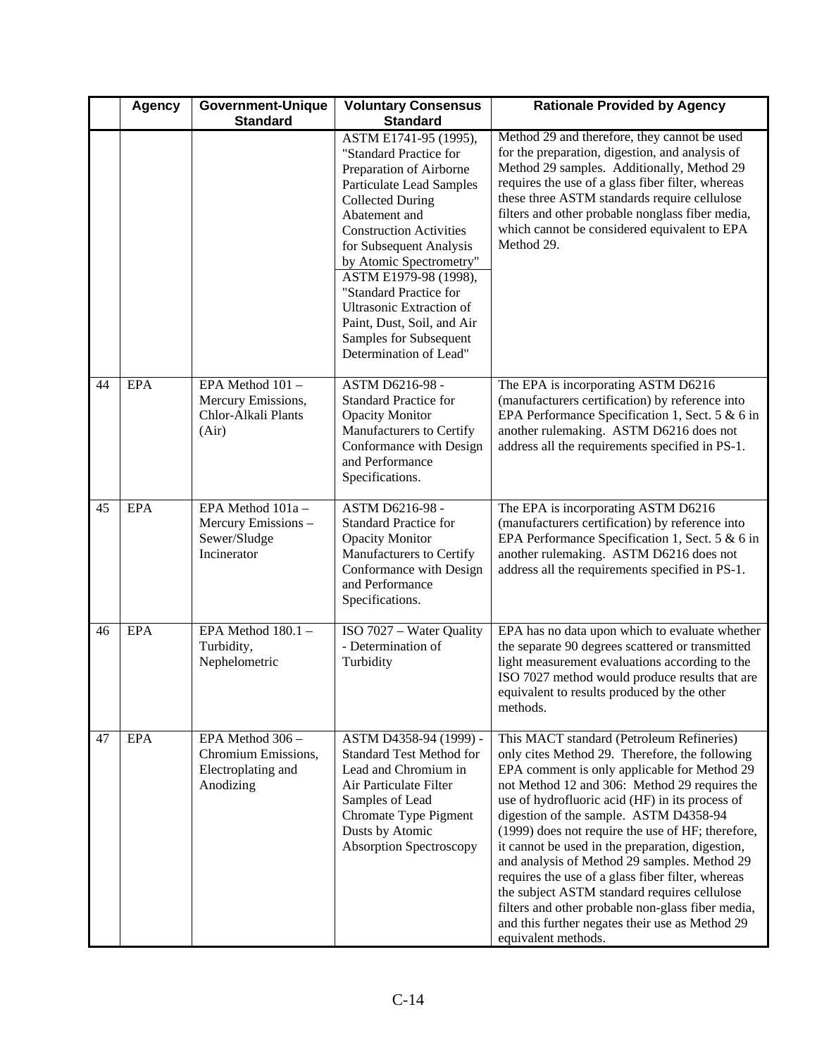| | Agency | Government-Unique Standard | Voluntary Consensus Standard | Rationale Provided by Agency |
|---|---|---|---|---|
| | | | ASTM E1741-95 (1995), "Standard Practice for Preparation of Airborne Particulate Lead Samples Collected During Abatement and Construction Activities for Subsequent Analysis by Atomic Spectrometry" ASTM E1979-98 (1998), "Standard Practice for Ultrasonic Extraction of Paint, Dust, Soil, and Air Samples for Subsequent Determination of Lead" | Method 29 and therefore, they cannot be used for the preparation, digestion, and analysis of Method 29 samples. Additionally, Method 29 requires the use of a glass fiber filter, whereas these three ASTM standards require cellulose filters and other probable nonglass fiber media, which cannot be considered equivalent to EPA Method 29. |
| 44 | EPA | EPA Method 101 – Mercury Emissions, Chlor-Alkali Plants (Air) | ASTM D6216-98 - Standard Practice for Opacity Monitor Manufacturers to Certify Conformance with Design and Performance Specifications. | The EPA is incorporating ASTM D6216 (manufacturers certification) by reference into EPA Performance Specification 1, Sect. 5 & 6 in another rulemaking. ASTM D6216 does not address all the requirements specified in PS-1. |
| 45 | EPA | EPA Method 101a – Mercury Emissions – Sewer/Sludge Incinerator | ASTM D6216-98 - Standard Practice for Opacity Monitor Manufacturers to Certify Conformance with Design and Performance Specifications. | The EPA is incorporating ASTM D6216 (manufacturers certification) by reference into EPA Performance Specification 1, Sect. 5 & 6 in another rulemaking. ASTM D6216 does not address all the requirements specified in PS-1. |
| 46 | EPA | EPA Method 180.1 – Turbidity, Nephelometric | ISO 7027 – Water Quality - Determination of Turbidity | EPA has no data upon which to evaluate whether the separate 90 degrees scattered or transmitted light measurement evaluations according to the ISO 7027 method would produce results that are equivalent to results produced by the other methods. |
| 47 | EPA | EPA Method 306 – Chromium Emissions, Electroplating and Anodizing | ASTM D4358-94 (1999) - Standard Test Method for Lead and Chromium in Air Particulate Filter Samples of Lead Chromate Type Pigment Dusts by Atomic Absorption Spectroscopy | This MACT standard (Petroleum Refineries) only cites Method 29. Therefore, the following EPA comment is only applicable for Method 29 not Method 12 and 306: Method 29 requires the use of hydrofluoric acid (HF) in its process of digestion of the sample. ASTM D4358-94 (1999) does not require the use of HF; therefore, it cannot be used in the preparation, digestion, and analysis of Method 29 samples. Method 29 requires the use of a glass fiber filter, whereas the subject ASTM standard requires cellulose filters and other probable non-glass fiber media, and this further negates their use as Method 29 equivalent methods. |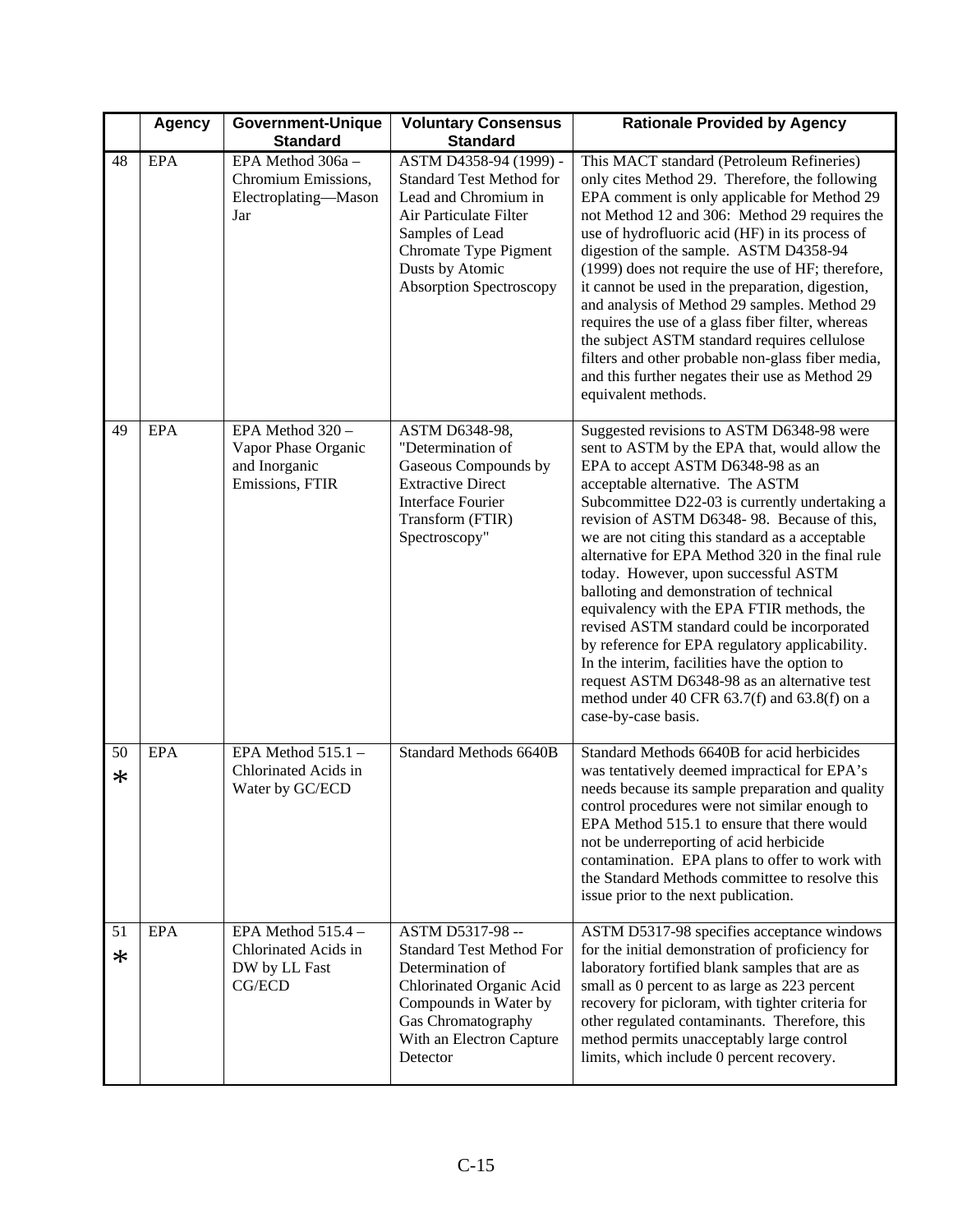|  | Agency | Government-Unique Standard | Voluntary Consensus Standard | Rationale Provided by Agency |
|---|---|---|---|---|
| 48 | EPA | EPA Method 306a – Chromium Emissions, Electroplating—Mason Jar | ASTM D4358-94 (1999) - Standard Test Method for Lead and Chromium in Air Particulate Filter Samples of Lead Chromate Type Pigment Dusts by Atomic Absorption Spectroscopy | This MACT standard (Petroleum Refineries) only cites Method 29. Therefore, the following EPA comment is only applicable for Method 29 not Method 12 and 306: Method 29 requires the use of hydrofluoric acid (HF) in its process of digestion of the sample. ASTM D4358-94 (1999) does not require the use of HF; therefore, it cannot be used in the preparation, digestion, and analysis of Method 29 samples. Method 29 requires the use of a glass fiber filter, whereas the subject ASTM standard requires cellulose filters and other probable non-glass fiber media, and this further negates their use as Method 29 equivalent methods. |
| 49 | EPA | EPA Method 320 – Vapor Phase Organic and Inorganic Emissions, FTIR | ASTM D6348-98, "Determination of Gaseous Compounds by Extractive Direct Interface Fourier Transform (FTIR) Spectroscopy" | Suggested revisions to ASTM D6348-98 were sent to ASTM by the EPA that, would allow the EPA to accept ASTM D6348-98 as an acceptable alternative. The ASTM Subcommittee D22-03 is currently undertaking a revision of ASTM D6348- 98. Because of this, we are not citing this standard as a acceptable alternative for EPA Method 320 in the final rule today. However, upon successful ASTM balloting and demonstration of technical equivalency with the EPA FTIR methods, the revised ASTM standard could be incorporated by reference for EPA regulatory applicability. In the interim, facilities have the option to request ASTM D6348-98 as an alternative test method under 40 CFR 63.7(f) and 63.8(f) on a case-by-case basis. |
| 50 * | EPA | EPA Method 515.1 – Chlorinated Acids in Water by GC/ECD | Standard Methods 6640B | Standard Methods 6640B for acid herbicides was tentatively deemed impractical for EPA's needs because its sample preparation and quality control procedures were not similar enough to EPA Method 515.1 to ensure that there would not be underreporting of acid herbicide contamination. EPA plans to offer to work with the Standard Methods committee to resolve this issue prior to the next publication. |
| 51 * | EPA | EPA Method 515.4 – Chlorinated Acids in DW by LL Fast CG/ECD | ASTM D5317-98 -- Standard Test Method For Determination of Chlorinated Organic Acid Compounds in Water by Gas Chromatography With an Electron Capture Detector | ASTM D5317-98 specifies acceptance windows for the initial demonstration of proficiency for laboratory fortified blank samples that are as small as 0 percent to as large as 223 percent recovery for picloram, with tighter criteria for other regulated contaminants. Therefore, this method permits unacceptably large control limits, which include 0 percent recovery. |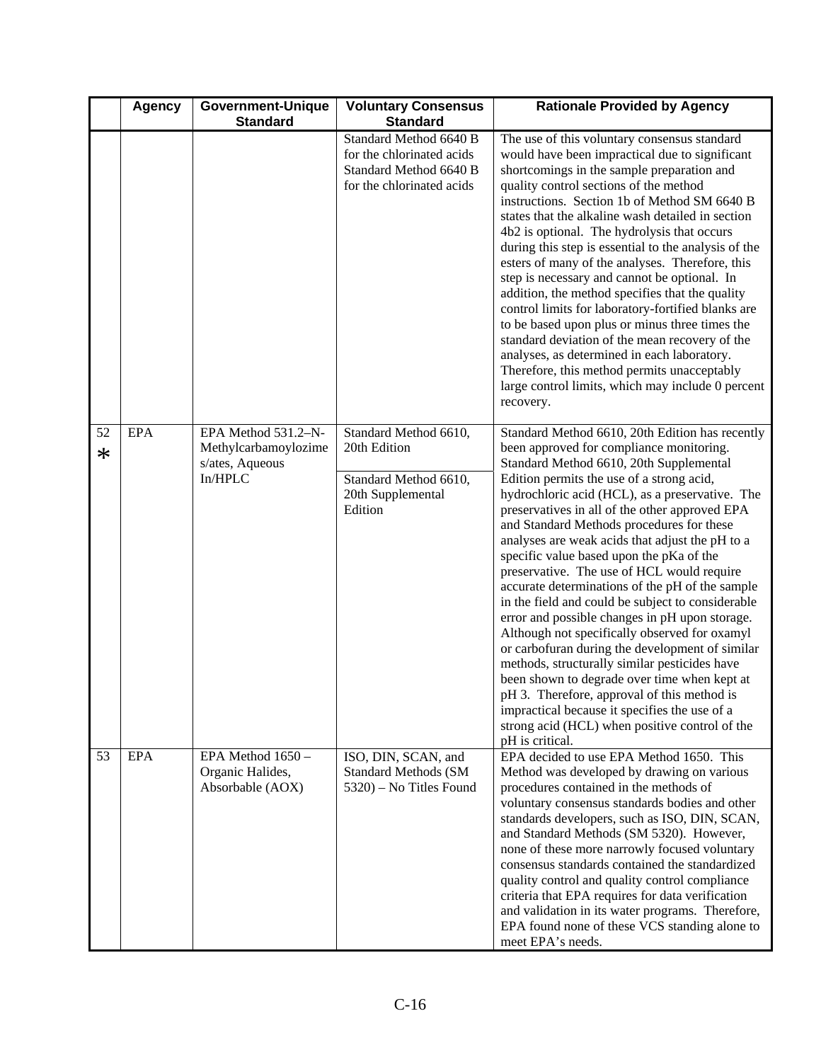| | Agency | Government-Unique Standard | Voluntary Consensus Standard | Rationale Provided by Agency |
|---|---|---|---|---|
| | | | Standard Method 6640 B for the chlorinated acids Standard Method 6640 B for the chlorinated acids | The use of this voluntary consensus standard would have been impractical due to significant shortcomings in the sample preparation and quality control sections of the method instructions. Section 1b of Method SM 6640 B states that the alkaline wash detailed in section 4b2 is optional. The hydrolysis that occurs during this step is essential to the analysis of the esters of many of the analyses. Therefore, this step is necessary and cannot be optional. In addition, the method specifies that the quality control limits for laboratory-fortified blanks are to be based upon plus or minus three times the standard deviation of the mean recovery of the analyses, as determined in each laboratory. Therefore, this method permits unacceptably large control limits, which may include 0 percent recovery. |
| 52 * | EPA | EPA Method 531.2–N-Methylcarbamoylozimes/ates, Aqueous In/HPLC | Standard Method 6610, 20th Edition<br><br>Standard Method 6610, 20th Supplemental Edition | Standard Method 6610, 20th Edition has recently been approved for compliance monitoring. Standard Method 6610, 20th Supplemental Edition permits the use of a strong acid, hydrochloric acid (HCL), as a preservative. The preservatives in all of the other approved EPA and Standard Methods procedures for these analyses are weak acids that adjust the pH to a specific value based upon the pKa of the preservative. The use of HCL would require accurate determinations of the pH of the sample in the field and could be subject to considerable error and possible changes in pH upon storage. Although not specifically observed for oxamyl or carbofuran during the development of similar methods, structurally similar pesticides have been shown to degrade over time when kept at pH 3. Therefore, approval of this method is impractical because it specifies the use of a strong acid (HCL) when positive control of the pH is critical. |
| 53 | EPA | EPA Method 1650 – Organic Halides, Absorbable (AOX) | ISO, DIN, SCAN, and Standard Methods (SM 5320) – No Titles Found | EPA decided to use EPA Method 1650. This Method was developed by drawing on various procedures contained in the methods of voluntary consensus standards bodies and other standards developers, such as ISO, DIN, SCAN, and Standard Methods (SM 5320). However, none of these more narrowly focused voluntary consensus standards contained the standardized quality control and quality control compliance criteria that EPA requires for data verification and validation in its water programs. Therefore, EPA found none of these VCS standing alone to meet EPA's needs. |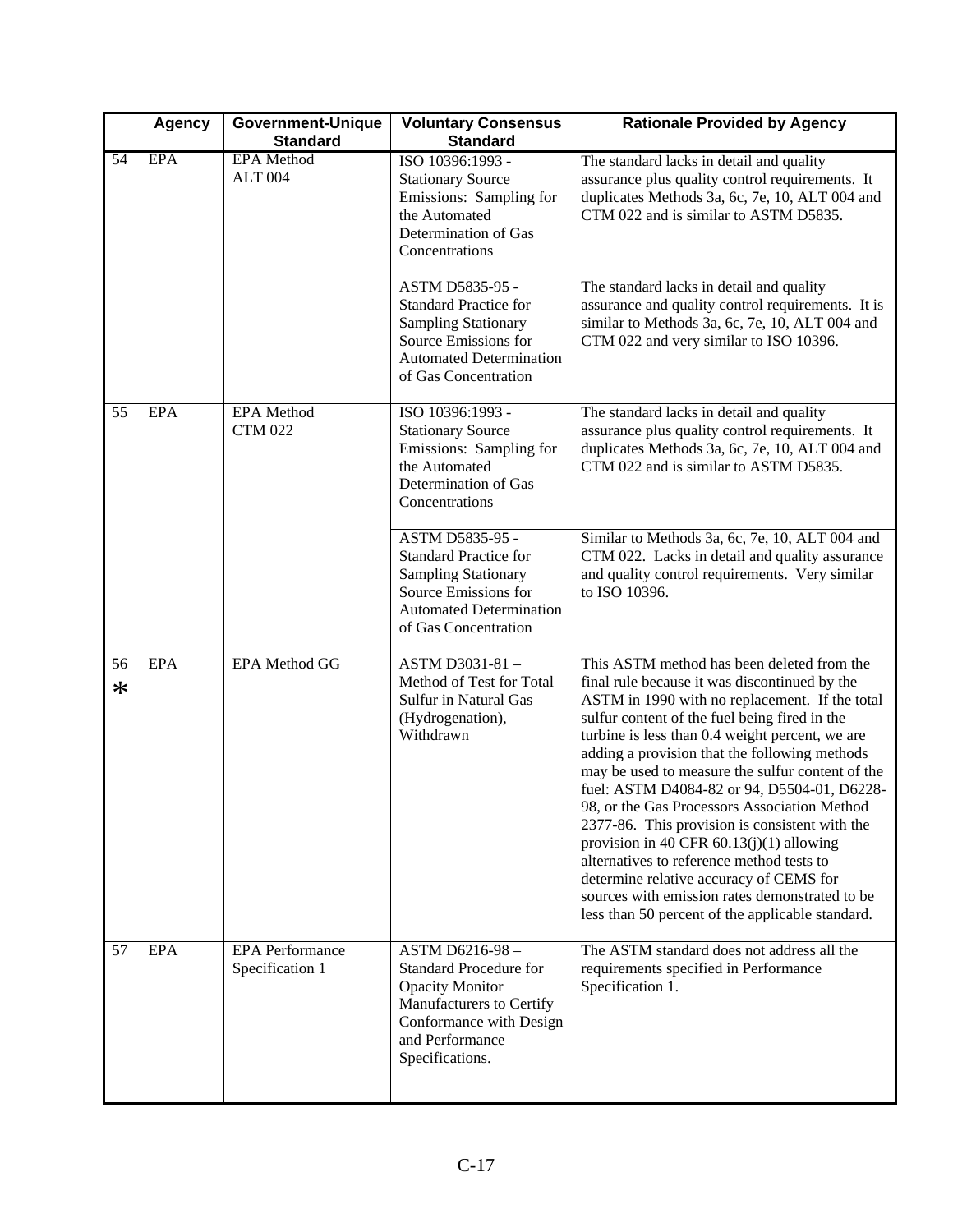| | Agency | Government-Unique Standard | Voluntary Consensus Standard | Rationale Provided by Agency |
|---|---|---|---|---|
| 54 | EPA | EPA Method ALT 004 | ISO 10396:1993 - Stationary Source Emissions: Sampling for the Automated Determination of Gas Concentrations | The standard lacks in detail and quality assurance plus quality control requirements. It duplicates Methods 3a, 6c, 7e, 10, ALT 004 and CTM 022 and is similar to ASTM D5835. |
| | | | ASTM D5835-95 - Standard Practice for Sampling Stationary Source Emissions for Automated Determination of Gas Concentration | The standard lacks in detail and quality assurance and quality control requirements. It is similar to Methods 3a, 6c, 7e, 10, ALT 004 and CTM 022 and very similar to ISO 10396. |
| 55 | EPA | EPA Method CTM 022 | ISO 10396:1993 - Stationary Source Emissions: Sampling for the Automated Determination of Gas Concentrations | The standard lacks in detail and quality assurance plus quality control requirements. It duplicates Methods 3a, 6c, 7e, 10, ALT 004 and CTM 022 and is similar to ASTM D5835. |
| | | | ASTM D5835-95 - Standard Practice for Sampling Stationary Source Emissions for Automated Determination of Gas Concentration | Similar to Methods 3a, 6c, 7e, 10, ALT 004 and CTM 022. Lacks in detail and quality assurance and quality control requirements. Very similar to ISO 10396. |
| 56 * | EPA | EPA Method GG | ASTM D3031-81 – Method of Test for Total Sulfur in Natural Gas (Hydrogenation), Withdrawn | This ASTM method has been deleted from the final rule because it was discontinued by the ASTM in 1990 with no replacement. If the total sulfur content of the fuel being fired in the turbine is less than 0.4 weight percent, we are adding a provision that the following methods may be used to measure the sulfur content of the fuel: ASTM D4084-82 or 94, D5504-01, D6228-98, or the Gas Processors Association Method 2377-86. This provision is consistent with the provision in 40 CFR 60.13(j)(1) allowing alternatives to reference method tests to determine relative accuracy of CEMS for sources with emission rates demonstrated to be less than 50 percent of the applicable standard. |
| 57 | EPA | EPA Performance Specification 1 | ASTM D6216-98 – Standard Procedure for Opacity Monitor Manufacturers to Certify Conformance with Design and Performance Specifications. | The ASTM standard does not address all the requirements specified in Performance Specification 1. |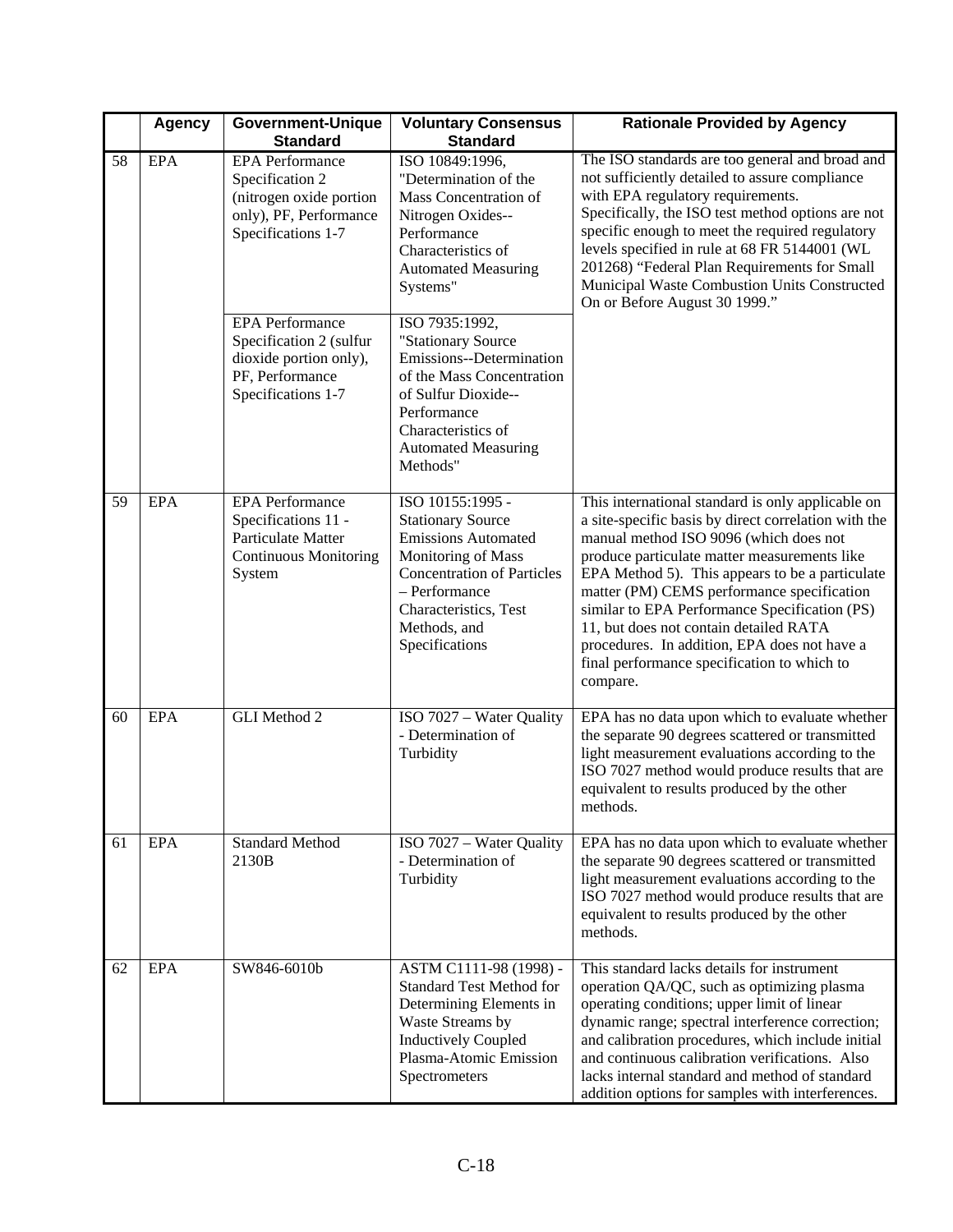|  | Agency | Government-Unique Standard | Voluntary Consensus Standard | Rationale Provided by Agency |
|---|---|---|---|---|
| 58 | EPA | EPA Performance Specification 2 (nitrogen oxide portion only), PF, Performance Specifications 1-7 | ISO 10849:1996, "Determination of the Mass Concentration of Nitrogen Oxides--Performance Characteristics of Automated Measuring Systems" | The ISO standards are too general and broad and not sufficiently detailed to assure compliance with EPA regulatory requirements. Specifically, the ISO test method options are not specific enough to meet the required regulatory levels specified in rule at 68 FR 5144001 (WL 201268) "Federal Plan Requirements for Small Municipal Waste Combustion Units Constructed On or Before August 30 1999." |
|  |  | EPA Performance Specification 2 (sulfur dioxide portion only), PF, Performance Specifications 1-7 | ISO 7935:1992, "Stationary Source Emissions--Determination of the Mass Concentration of Sulfur Dioxide--Performance Characteristics of Automated Measuring Methods" |  |
| 59 | EPA | EPA Performance Specifications 11 - Particulate Matter Continuous Monitoring System | ISO 10155:1995 - Stationary Source Emissions Automated Monitoring of Mass Concentration of Particles – Performance Characteristics, Test Methods, and Specifications | This international standard is only applicable on a site-specific basis by direct correlation with the manual method ISO 9096 (which does not produce particulate matter measurements like EPA Method 5). This appears to be a particulate matter (PM) CEMS performance specification similar to EPA Performance Specification (PS) 11, but does not contain detailed RATA procedures. In addition, EPA does not have a final performance specification to which to compare. |
| 60 | EPA | GLI Method 2 | ISO 7027 – Water Quality - Determination of Turbidity | EPA has no data upon which to evaluate whether the separate 90 degrees scattered or transmitted light measurement evaluations according to the ISO 7027 method would produce results that are equivalent to results produced by the other methods. |
| 61 | EPA | Standard Method 2130B | ISO 7027 – Water Quality - Determination of Turbidity | EPA has no data upon which to evaluate whether the separate 90 degrees scattered or transmitted light measurement evaluations according to the ISO 7027 method would produce results that are equivalent to results produced by the other methods. |
| 62 | EPA | SW846-6010b | ASTM C1111-98 (1998) - Standard Test Method for Determining Elements in Waste Streams by Inductively Coupled Plasma-Atomic Emission Spectrometers | This standard lacks details for instrument operation QA/QC, such as optimizing plasma operating conditions; upper limit of linear dynamic range; spectral interference correction; and calibration procedures, which include initial and continuous calibration verifications. Also lacks internal standard and method of standard addition options for samples with interferences. |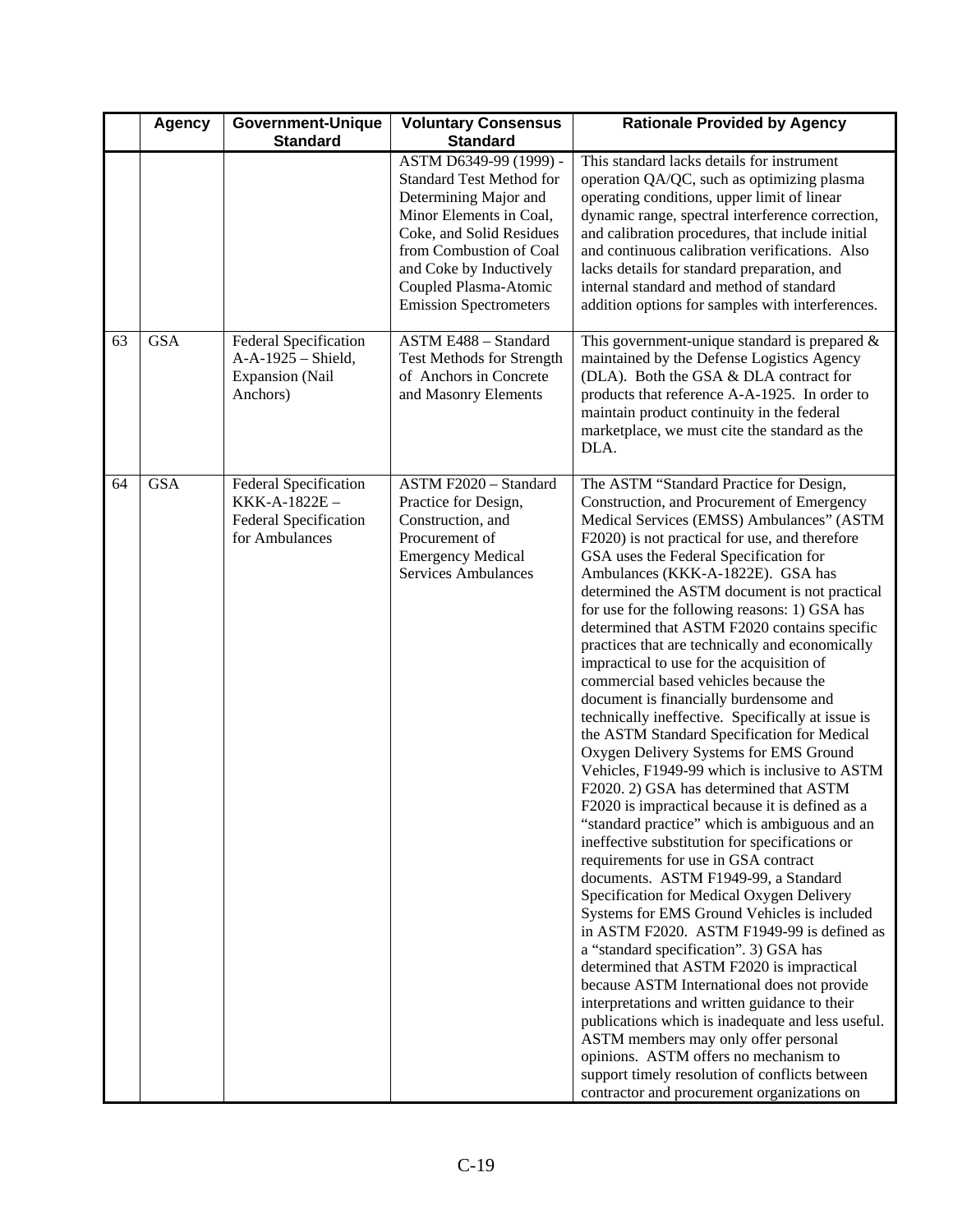| | Agency | Government-Unique Standard | Voluntary Consensus Standard | Rationale Provided by Agency |
|---|---|---|---|---|
| | | | ASTM D6349-99 (1999) - Standard Test Method for Determining Major and Minor Elements in Coal, Coke, and Solid Residues from Combustion of Coal and Coke by Inductively Coupled Plasma-Atomic Emission Spectrometers | This standard lacks details for instrument operation QA/QC, such as optimizing plasma operating conditions, upper limit of linear dynamic range, spectral interference correction, and calibration procedures, that include initial and continuous calibration verifications. Also lacks details for standard preparation, and internal standard and method of standard addition options for samples with interferences. |
| 63 | GSA | Federal Specification A-A-1925 – Shield, Expansion (Nail Anchors) | ASTM E488 – Standard Test Methods for Strength of Anchors in Concrete and Masonry Elements | This government-unique standard is prepared & maintained by the Defense Logistics Agency (DLA). Both the GSA & DLA contract for products that reference A-A-1925. In order to maintain product continuity in the federal marketplace, we must cite the standard as the DLA. |
| 64 | GSA | Federal Specification KKK-A-1822E – Federal Specification for Ambulances | ASTM F2020 – Standard Practice for Design, Construction, and Procurement of Emergency Medical Services Ambulances | The ASTM "Standard Practice for Design, Construction, and Procurement of Emergency Medical Services (EMSS) Ambulances" (ASTM F2020) is not practical for use, and therefore GSA uses the Federal Specification for Ambulances (KKK-A-1822E). GSA has determined the ASTM document is not practical for use for the following reasons: 1) GSA has determined that ASTM F2020 contains specific practices that are technically and economically impractical to use for the acquisition of commercial based vehicles because the document is financially burdensome and technically ineffective. Specifically at issue is the ASTM Standard Specification for Medical Oxygen Delivery Systems for EMS Ground Vehicles, F1949-99 which is inclusive to ASTM F2020. 2) GSA has determined that ASTM F2020 is impractical because it is defined as a "standard practice" which is ambiguous and an ineffective substitution for specifications or requirements for use in GSA contract documents. ASTM F1949-99, a Standard Specification for Medical Oxygen Delivery Systems for EMS Ground Vehicles is included in ASTM F2020. ASTM F1949-99 is defined as a "standard specification". 3) GSA has determined that ASTM F2020 is impractical because ASTM International does not provide interpretations and written guidance to their publications which is inadequate and less useful. ASTM members may only offer personal opinions. ASTM offers no mechanism to support timely resolution of conflicts between contractor and procurement organizations on |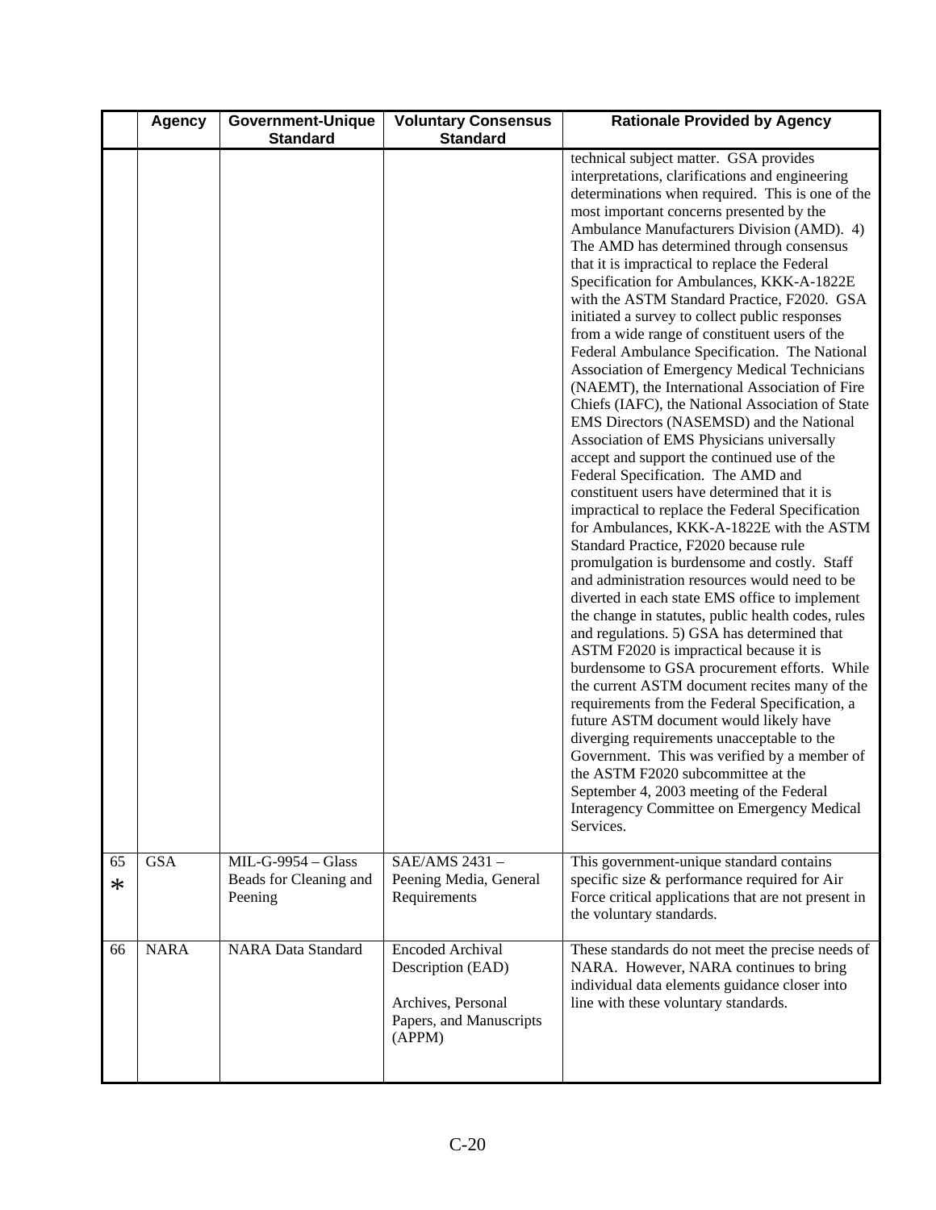| | Agency | Government-Unique Standard | Voluntary Consensus Standard | Rationale Provided by Agency |
|---|---|---|---|---|
| | | | | technical subject matter. GSA provides interpretations, clarifications and engineering determinations when required. This is one of the most important concerns presented by the Ambulance Manufacturers Division (AMD). 4) The AMD has determined through consensus that it is impractical to replace the Federal Specification for Ambulances, KKK-A-1822E with the ASTM Standard Practice, F2020. GSA initiated a survey to collect public responses from a wide range of constituent users of the Federal Ambulance Specification. The National Association of Emergency Medical Technicians (NAEMT), the International Association of Fire Chiefs (IAFC), the National Association of State EMS Directors (NASEMSD) and the National Association of EMS Physicians universally accept and support the continued use of the Federal Specification. The AMD and constituent users have determined that it is impractical to replace the Federal Specification for Ambulances, KKK-A-1822E with the ASTM Standard Practice, F2020 because rule promulgation is burdensome and costly. Staff and administration resources would need to be diverted in each state EMS office to implement the change in statutes, public health codes, rules and regulations. 5) GSA has determined that ASTM F2020 is impractical because it is burdensome to GSA procurement efforts. While the current ASTM document recites many of the requirements from the Federal Specification, a future ASTM document would likely have diverging requirements unacceptable to the Government. This was verified by a member of the ASTM F2020 subcommittee at the September 4, 2003 meeting of the Federal Interagency Committee on Emergency Medical Services. |
| 65 * | GSA | MIL-G-9954 – Glass Beads for Cleaning and Peening | SAE/AMS 2431 – Peening Media, General Requirements | This government-unique standard contains specific size & performance required for Air Force critical applications that are not present in the voluntary standards. |
| 66 | NARA | NARA Data Standard | Encoded Archival Description (EAD)<br><br>Archives, Personal Papers, and Manuscripts (APPM) | These standards do not meet the precise needs of NARA. However, NARA continues to bring individual data elements guidance closer into line with these voluntary standards. |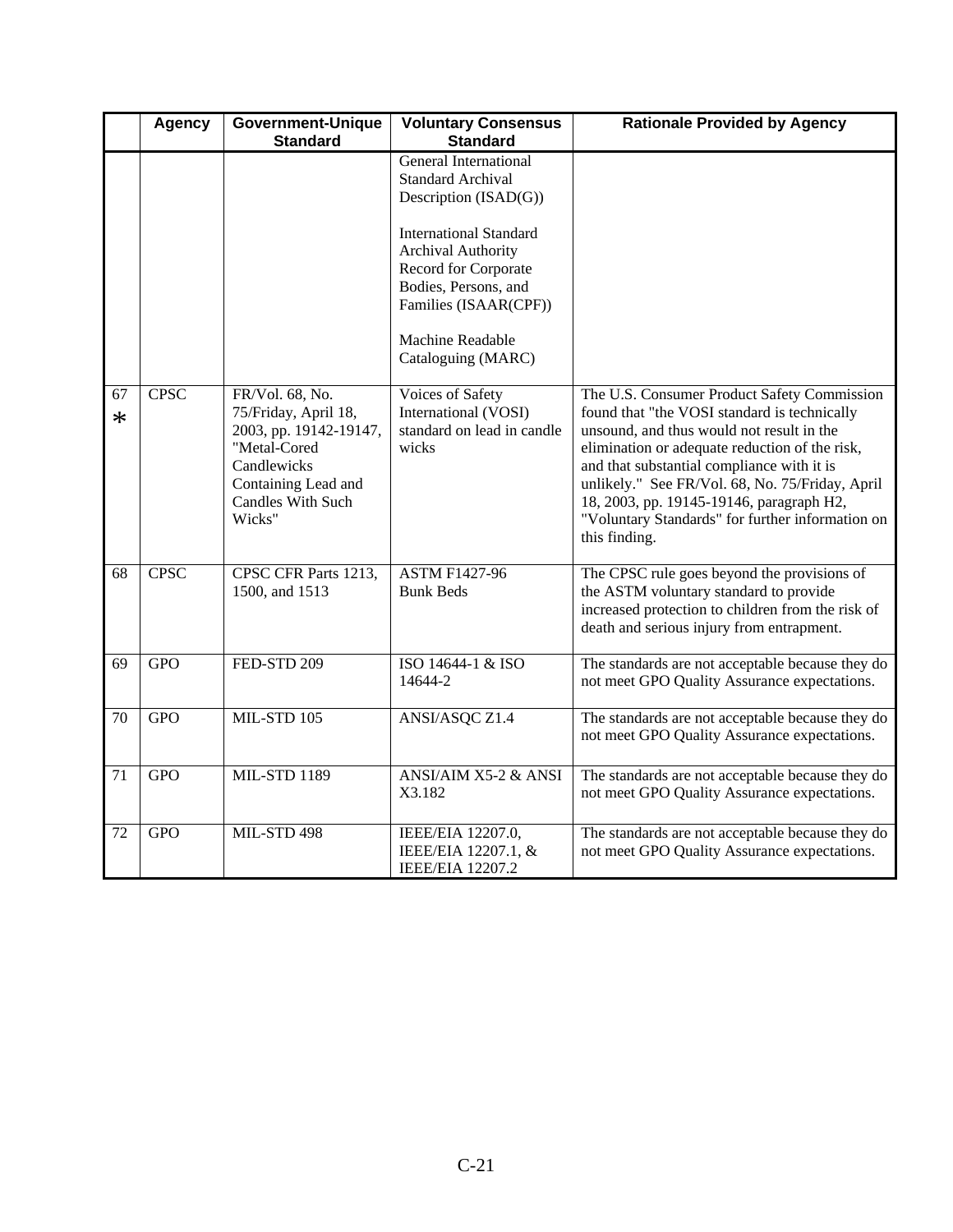| | Agency | Government-Unique Standard | Voluntary Consensus Standard | Rationale Provided by Agency |
|---|---|---|---|---|
| | | | General International Standard Archival Description (ISAD(G))<br><br>International Standard Archival Authority Record for Corporate Bodies, Persons, and Families (ISAAR(CPF))<br><br>Machine Readable Cataloguing (MARC) | |
| 67 * | CPSC | FR/Vol. 68, No. 75/Friday, April 18, 2003, pp. 19142-19147, "Metal-Cored Candlewicks Containing Lead and Candles With Such Wicks" | Voices of Safety International (VOSI) standard on lead in candle wicks | The U.S. Consumer Product Safety Commission found that "the VOSI standard is technically unsound, and thus would not result in the elimination or adequate reduction of the risk, and that substantial compliance with it is unlikely." See FR/Vol. 68, No. 75/Friday, April 18, 2003, pp. 19145-19146, paragraph H2, "Voluntary Standards" for further information on this finding. |
| 68 | CPSC | CPSC CFR Parts 1213, 1500, and 1513 | ASTM F1427-96 Bunk Beds | The CPSC rule goes beyond the provisions of the ASTM voluntary standard to provide increased protection to children from the risk of death and serious injury from entrapment. |
| 69 | GPO | FED-STD 209 | ISO 14644-1 & ISO 14644-2 | The standards are not acceptable because they do not meet GPO Quality Assurance expectations. |
| 70 | GPO | MIL-STD 105 | ANSI/ASQC Z1.4 | The standards are not acceptable because they do not meet GPO Quality Assurance expectations. |
| 71 | GPO | MIL-STD 1189 | ANSI/AIM X5-2 & ANSI X3.182 | The standards are not acceptable because they do not meet GPO Quality Assurance expectations. |
| 72 | GPO | MIL-STD 498 | IEEE/EIA 12207.0, IEEE/EIA 12207.1, & IEEE/EIA 12207.2 | The standards are not acceptable because they do not meet GPO Quality Assurance expectations. |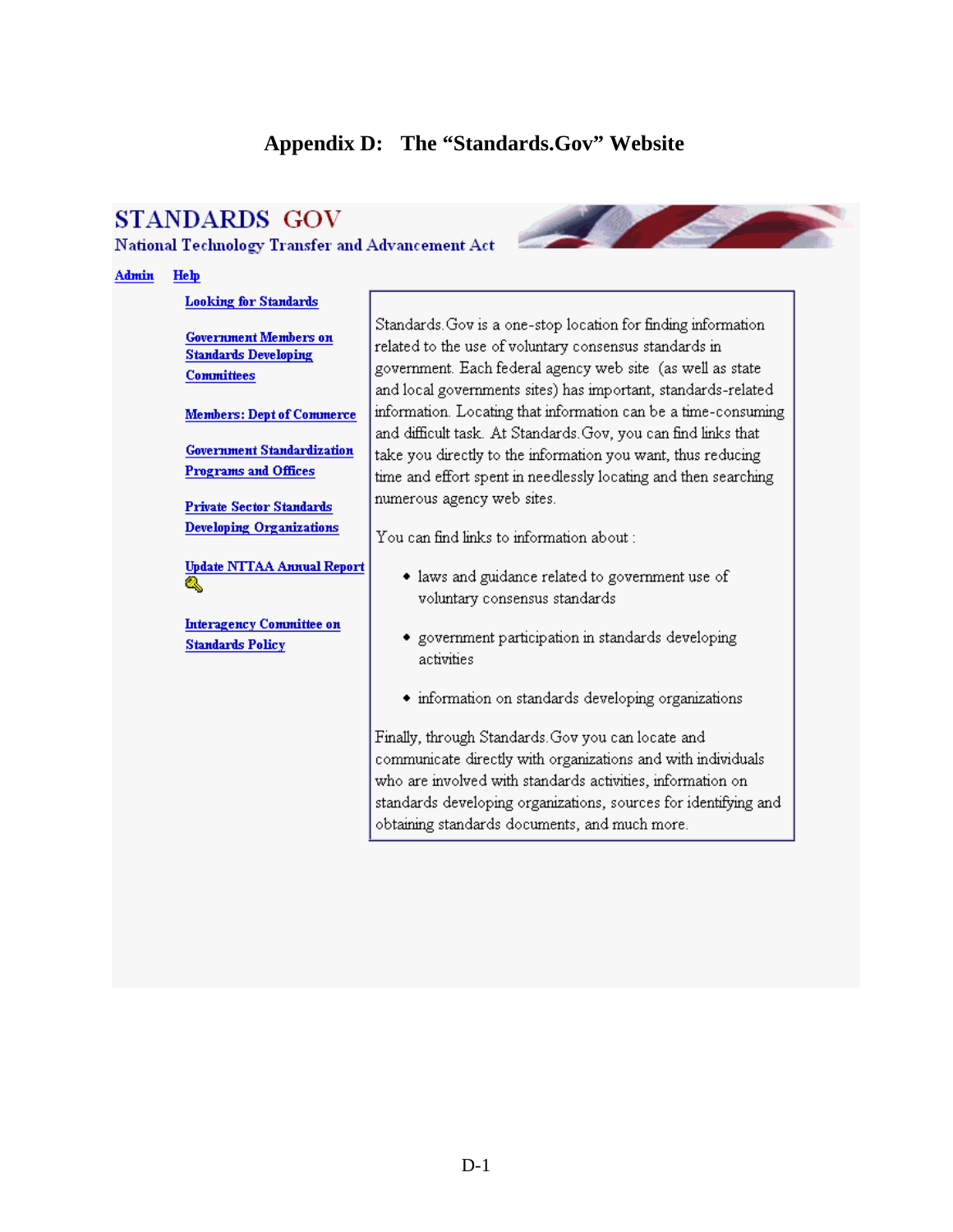# Appendix D: The "Standards.Gov" Website

STANDARDS GOV

National Technology Transfer and Advancement Act

Admin Help

- Looking for Standards
- Government Members on Standards Developing Committees
- Members: Dept of Commerce
- Government Standardization Programs and Offices
- Private Sector Standards Developing Organizations
- Update NTTAA Annual Report
- Interagency Committee on Standards Policy

Standards.Gov is a one-stop location for finding information related to the use of voluntary consensus standards in government. Each federal agency web site (as well as state and local governments sites) has important, standards-related information. Locating that information can be a time-consuming and difficult task. At Standards.Gov, you can find links that take you directly to the information you want, thus reducing time and effort spent in needlessly locating and then searching numerous agency web sites.

You can find links to information about :

- laws and guidance related to government use of voluntary consensus standards
- government participation in standards developing activities
- information on standards developing organizations

Finally, through Standards.Gov you can locate and communicate directly with organizations and with individuals who are involved with standards activities, information on standards developing organizations, sources for identifying and obtaining standards documents, and much more.